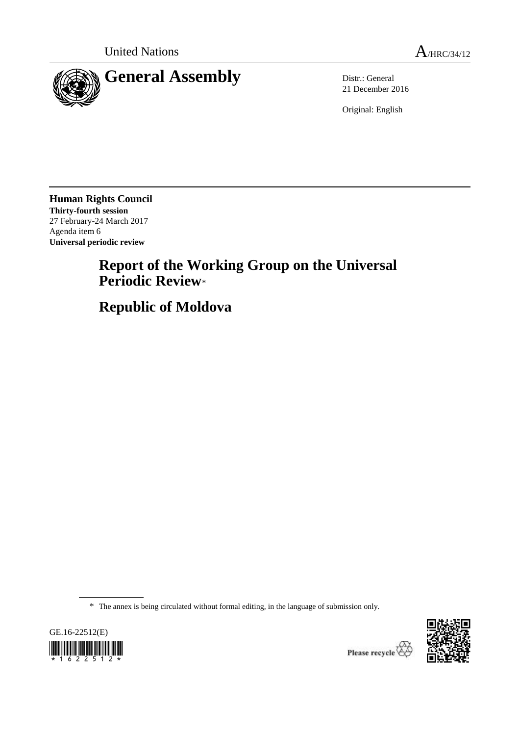United Nations A/HRC/34/12

# General Assembly

Distr.: General
21 December 2016

Original: English

**Human Rights Council**
**Thirty-fourth session**
27 February-24 March 2017
Agenda item 6
**Universal periodic review**

# Report of the Working Group on the Universal Periodic Review*

# Republic of Moldova

\* The annex is being circulated without formal editing, in the language of submission only.

GE.16-22512(E)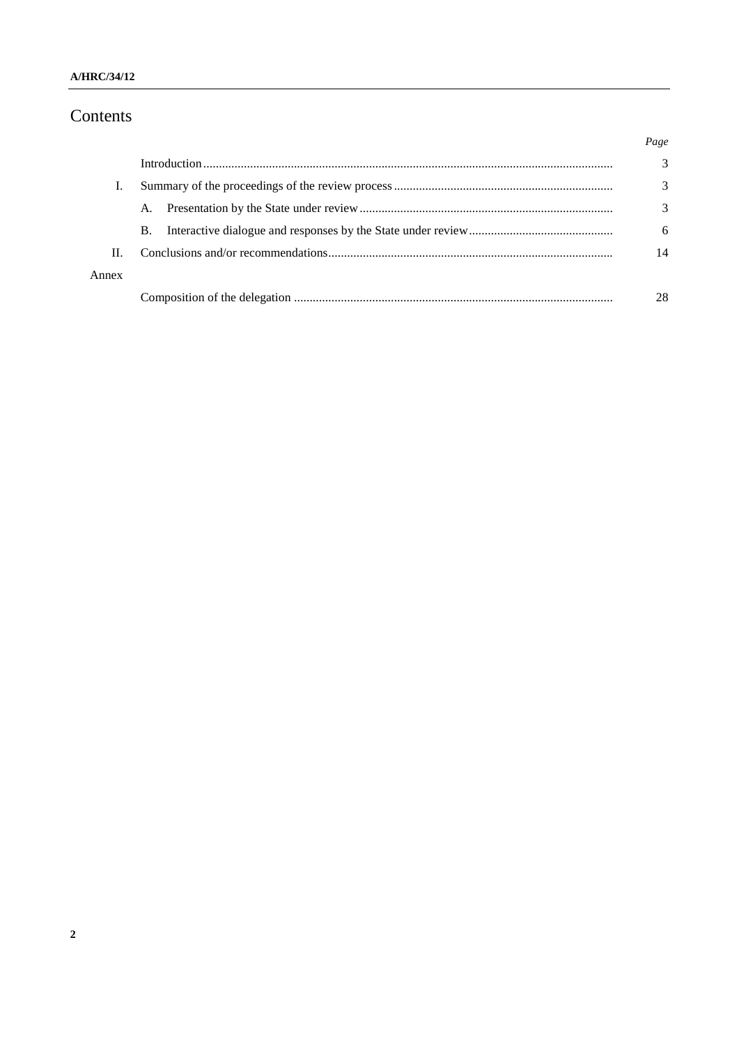# Contents

| | | Page |
|---|---|---|
| | Introduction | 3 |
| I. | Summary of the proceedings of the review process | 3 |
| | A. Presentation by the State under review | 3 |
| | B. Interactive dialogue and responses by the State under review | 6 |
| II. | Conclusions and/or recommendations | 14 |
| Annex | | |
| | Composition of the delegation | 28 |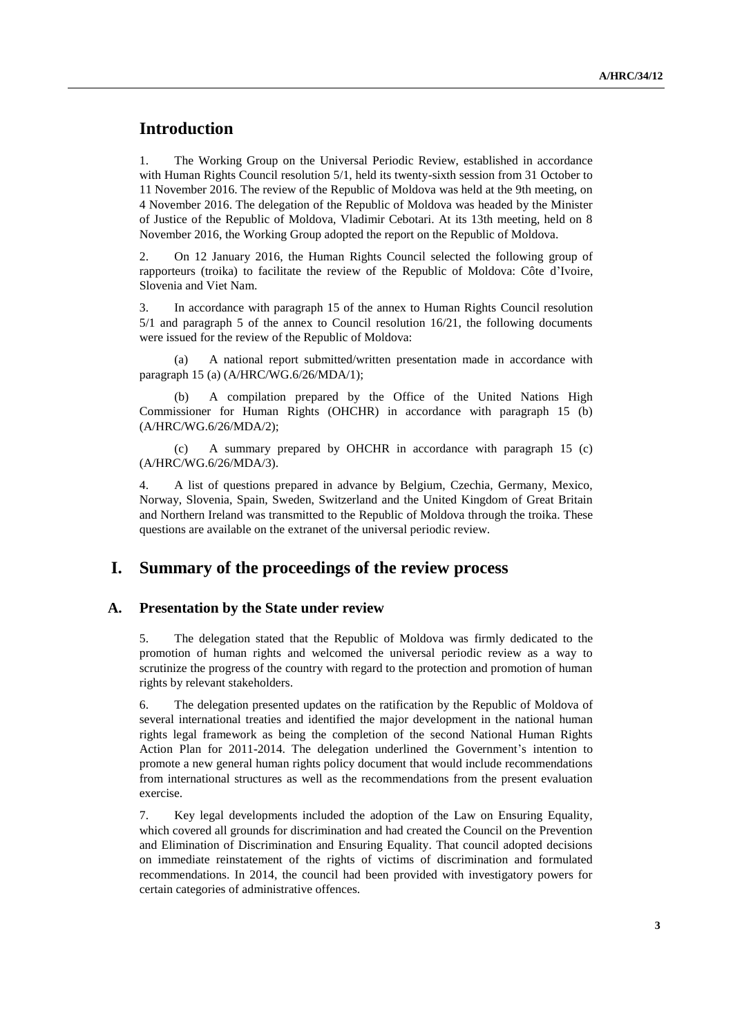# Introduction

1. The Working Group on the Universal Periodic Review, established in accordance with Human Rights Council resolution 5/1, held its twenty-sixth session from 31 October to 11 November 2016. The review of the Republic of Moldova was held at the 9th meeting, on 4 November 2016. The delegation of the Republic of Moldova was headed by the Minister of Justice of the Republic of Moldova, Vladimir Cebotari. At its 13th meeting, held on 8 November 2016, the Working Group adopted the report on the Republic of Moldova.

2. On 12 January 2016, the Human Rights Council selected the following group of rapporteurs (troika) to facilitate the review of the Republic of Moldova: Côte d'Ivoire, Slovenia and Viet Nam.

3. In accordance with paragraph 15 of the annex to Human Rights Council resolution 5/1 and paragraph 5 of the annex to Council resolution 16/21, the following documents were issued for the review of the Republic of Moldova:

(a) A national report submitted/written presentation made in accordance with paragraph 15 (a) (A/HRC/WG.6/26/MDA/1);

(b) A compilation prepared by the Office of the United Nations High Commissioner for Human Rights (OHCHR) in accordance with paragraph 15 (b) (A/HRC/WG.6/26/MDA/2);

(c) A summary prepared by OHCHR in accordance with paragraph 15 (c) (A/HRC/WG.6/26/MDA/3).

4. A list of questions prepared in advance by Belgium, Czechia, Germany, Mexico, Norway, Slovenia, Spain, Sweden, Switzerland and the United Kingdom of Great Britain and Northern Ireland was transmitted to the Republic of Moldova through the troika. These questions are available on the extranet of the universal periodic review.

# I. Summary of the proceedings of the review process

## A. Presentation by the State under review

5. The delegation stated that the Republic of Moldova was firmly dedicated to the promotion of human rights and welcomed the universal periodic review as a way to scrutinize the progress of the country with regard to the protection and promotion of human rights by relevant stakeholders.

6. The delegation presented updates on the ratification by the Republic of Moldova of several international treaties and identified the major development in the national human rights legal framework as being the completion of the second National Human Rights Action Plan for 2011-2014. The delegation underlined the Government's intention to promote a new general human rights policy document that would include recommendations from international structures as well as the recommendations from the present evaluation exercise.

7. Key legal developments included the adoption of the Law on Ensuring Equality, which covered all grounds for discrimination and had created the Council on the Prevention and Elimination of Discrimination and Ensuring Equality. That council adopted decisions on immediate reinstatement of the rights of victims of discrimination and formulated recommendations. In 2014, the council had been provided with investigatory powers for certain categories of administrative offences.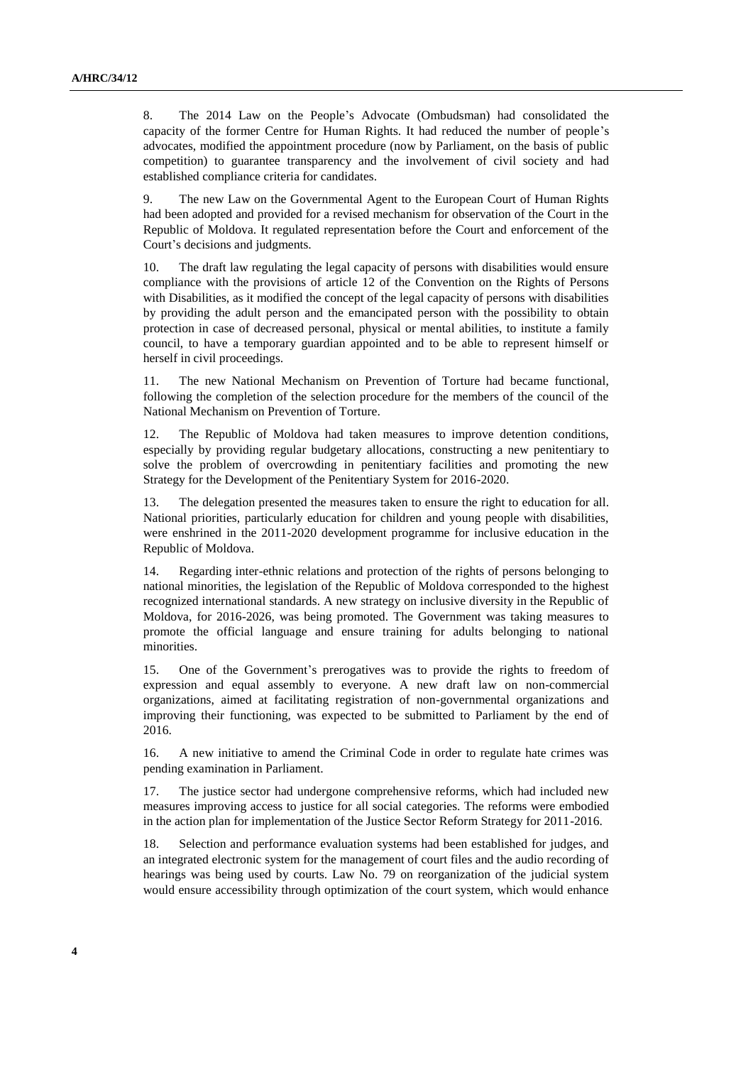8. The 2014 Law on the People's Advocate (Ombudsman) had consolidated the capacity of the former Centre for Human Rights. It had reduced the number of people's advocates, modified the appointment procedure (now by Parliament, on the basis of public competition) to guarantee transparency and the involvement of civil society and had established compliance criteria for candidates.

9. The new Law on the Governmental Agent to the European Court of Human Rights had been adopted and provided for a revised mechanism for observation of the Court in the Republic of Moldova. It regulated representation before the Court and enforcement of the Court's decisions and judgments.

10. The draft law regulating the legal capacity of persons with disabilities would ensure compliance with the provisions of article 12 of the Convention on the Rights of Persons with Disabilities, as it modified the concept of the legal capacity of persons with disabilities by providing the adult person and the emancipated person with the possibility to obtain protection in case of decreased personal, physical or mental abilities, to institute a family council, to have a temporary guardian appointed and to be able to represent himself or herself in civil proceedings.

11. The new National Mechanism on Prevention of Torture had became functional, following the completion of the selection procedure for the members of the council of the National Mechanism on Prevention of Torture.

12. The Republic of Moldova had taken measures to improve detention conditions, especially by providing regular budgetary allocations, constructing a new penitentiary to solve the problem of overcrowding in penitentiary facilities and promoting the new Strategy for the Development of the Penitentiary System for 2016-2020.

13. The delegation presented the measures taken to ensure the right to education for all. National priorities, particularly education for children and young people with disabilities, were enshrined in the 2011-2020 development programme for inclusive education in the Republic of Moldova.

14. Regarding inter-ethnic relations and protection of the rights of persons belonging to national minorities, the legislation of the Republic of Moldova corresponded to the highest recognized international standards. A new strategy on inclusive diversity in the Republic of Moldova, for 2016-2026, was being promoted. The Government was taking measures to promote the official language and ensure training for adults belonging to national minorities.

15. One of the Government's prerogatives was to provide the rights to freedom of expression and equal assembly to everyone. A new draft law on non-commercial organizations, aimed at facilitating registration of non-governmental organizations and improving their functioning, was expected to be submitted to Parliament by the end of 2016.

16. A new initiative to amend the Criminal Code in order to regulate hate crimes was pending examination in Parliament.

17. The justice sector had undergone comprehensive reforms, which had included new measures improving access to justice for all social categories. The reforms were embodied in the action plan for implementation of the Justice Sector Reform Strategy for 2011-2016.

18. Selection and performance evaluation systems had been established for judges, and an integrated electronic system for the management of court files and the audio recording of hearings was being used by courts. Law No. 79 on reorganization of the judicial system would ensure accessibility through optimization of the court system, which would enhance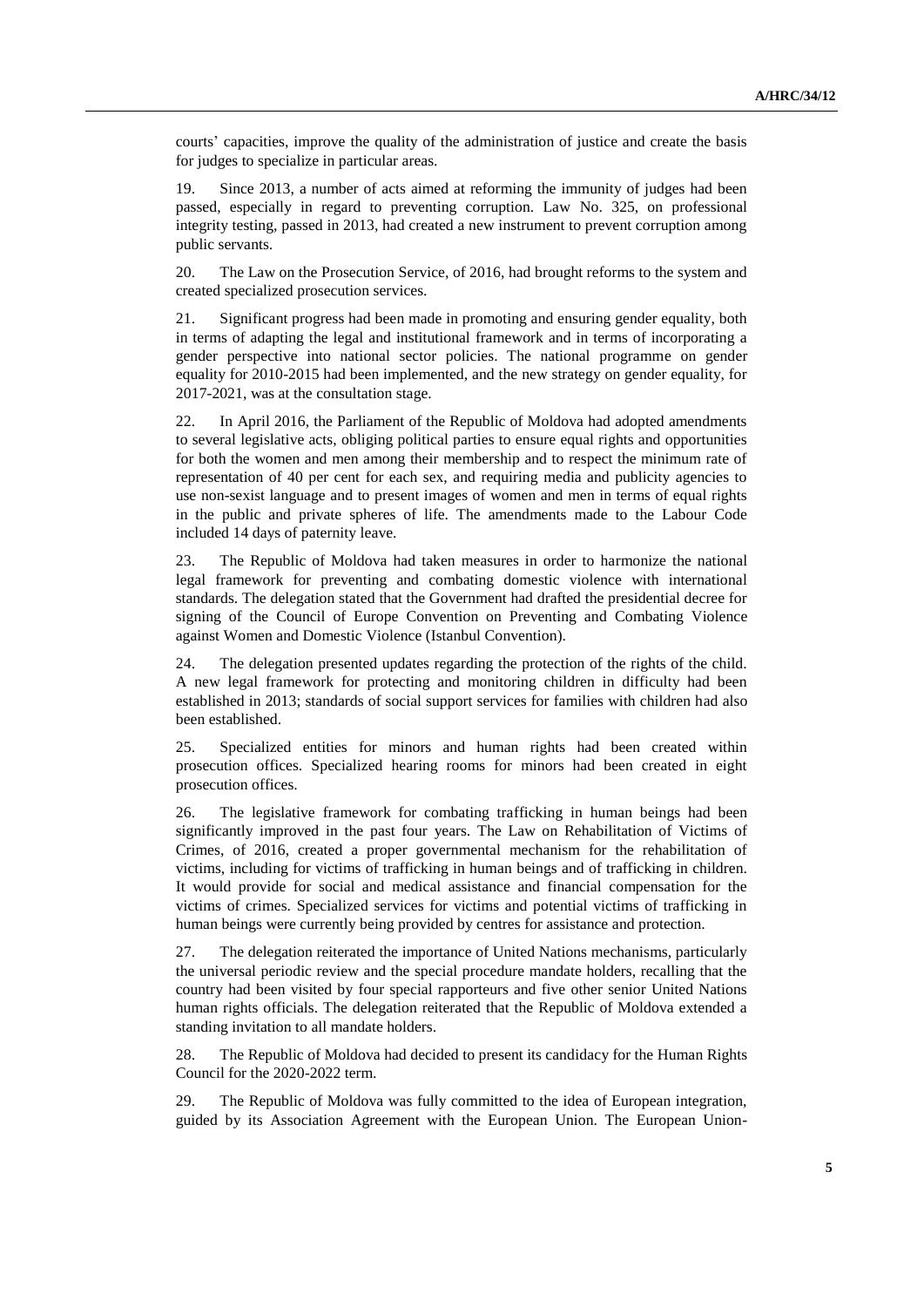courts' capacities, improve the quality of the administration of justice and create the basis for judges to specialize in particular areas.

19. Since 2013, a number of acts aimed at reforming the immunity of judges had been passed, especially in regard to preventing corruption. Law No. 325, on professional integrity testing, passed in 2013, had created a new instrument to prevent corruption among public servants.

20. The Law on the Prosecution Service, of 2016, had brought reforms to the system and created specialized prosecution services.

21. Significant progress had been made in promoting and ensuring gender equality, both in terms of adapting the legal and institutional framework and in terms of incorporating a gender perspective into national sector policies. The national programme on gender equality for 2010-2015 had been implemented, and the new strategy on gender equality, for 2017-2021, was at the consultation stage.

22. In April 2016, the Parliament of the Republic of Moldova had adopted amendments to several legislative acts, obliging political parties to ensure equal rights and opportunities for both the women and men among their membership and to respect the minimum rate of representation of 40 per cent for each sex, and requiring media and publicity agencies to use non-sexist language and to present images of women and men in terms of equal rights in the public and private spheres of life. The amendments made to the Labour Code included 14 days of paternity leave.

23. The Republic of Moldova had taken measures in order to harmonize the national legal framework for preventing and combating domestic violence with international standards. The delegation stated that the Government had drafted the presidential decree for signing of the Council of Europe Convention on Preventing and Combating Violence against Women and Domestic Violence (Istanbul Convention).

24. The delegation presented updates regarding the protection of the rights of the child. A new legal framework for protecting and monitoring children in difficulty had been established in 2013; standards of social support services for families with children had also been established.

25. Specialized entities for minors and human rights had been created within prosecution offices. Specialized hearing rooms for minors had been created in eight prosecution offices.

26. The legislative framework for combating trafficking in human beings had been significantly improved in the past four years. The Law on Rehabilitation of Victims of Crimes, of 2016, created a proper governmental mechanism for the rehabilitation of victims, including for victims of trafficking in human beings and of trafficking in children. It would provide for social and medical assistance and financial compensation for the victims of crimes. Specialized services for victims and potential victims of trafficking in human beings were currently being provided by centres for assistance and protection.

27. The delegation reiterated the importance of United Nations mechanisms, particularly the universal periodic review and the special procedure mandate holders, recalling that the country had been visited by four special rapporteurs and five other senior United Nations human rights officials. The delegation reiterated that the Republic of Moldova extended a standing invitation to all mandate holders.

28. The Republic of Moldova had decided to present its candidacy for the Human Rights Council for the 2020-2022 term.

29. The Republic of Moldova was fully committed to the idea of European integration, guided by its Association Agreement with the European Union. The European Union-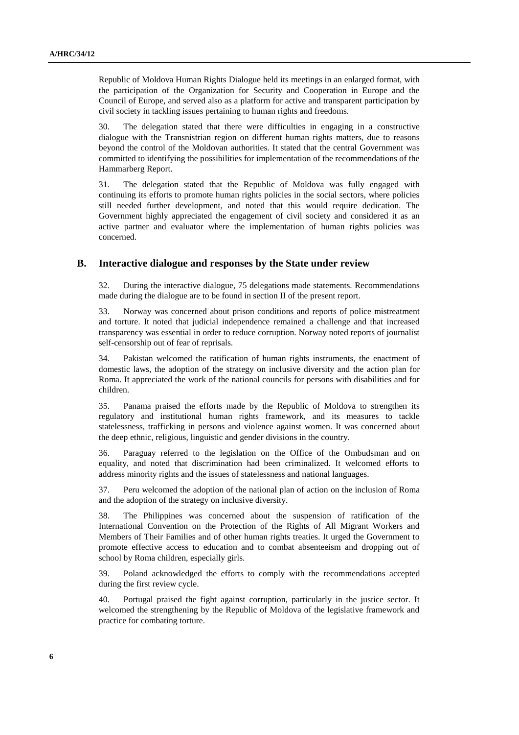Republic of Moldova Human Rights Dialogue held its meetings in an enlarged format, with the participation of the Organization for Security and Cooperation in Europe and the Council of Europe, and served also as a platform for active and transparent participation by civil society in tackling issues pertaining to human rights and freedoms.

30. The delegation stated that there were difficulties in engaging in a constructive dialogue with the Transnistrian region on different human rights matters, due to reasons beyond the control of the Moldovan authorities. It stated that the central Government was committed to identifying the possibilities for implementation of the recommendations of the Hammarberg Report.

31. The delegation stated that the Republic of Moldova was fully engaged with continuing its efforts to promote human rights policies in the social sectors, where policies still needed further development, and noted that this would require dedication. The Government highly appreciated the engagement of civil society and considered it as an active partner and evaluator where the implementation of human rights policies was concerned.

## B. Interactive dialogue and responses by the State under review

32. During the interactive dialogue, 75 delegations made statements. Recommendations made during the dialogue are to be found in section II of the present report.

33. Norway was concerned about prison conditions and reports of police mistreatment and torture. It noted that judicial independence remained a challenge and that increased transparency was essential in order to reduce corruption. Norway noted reports of journalist self-censorship out of fear of reprisals.

34. Pakistan welcomed the ratification of human rights instruments, the enactment of domestic laws, the adoption of the strategy on inclusive diversity and the action plan for Roma. It appreciated the work of the national councils for persons with disabilities and for children.

35. Panama praised the efforts made by the Republic of Moldova to strengthen its regulatory and institutional human rights framework, and its measures to tackle statelessness, trafficking in persons and violence against women. It was concerned about the deep ethnic, religious, linguistic and gender divisions in the country.

36. Paraguay referred to the legislation on the Office of the Ombudsman and on equality, and noted that discrimination had been criminalized. It welcomed efforts to address minority rights and the issues of statelessness and national languages.

37. Peru welcomed the adoption of the national plan of action on the inclusion of Roma and the adoption of the strategy on inclusive diversity.

38. The Philippines was concerned about the suspension of ratification of the International Convention on the Protection of the Rights of All Migrant Workers and Members of Their Families and of other human rights treaties. It urged the Government to promote effective access to education and to combat absenteeism and dropping out of school by Roma children, especially girls.

39. Poland acknowledged the efforts to comply with the recommendations accepted during the first review cycle.

40. Portugal praised the fight against corruption, particularly in the justice sector. It welcomed the strengthening by the Republic of Moldova of the legislative framework and practice for combating torture.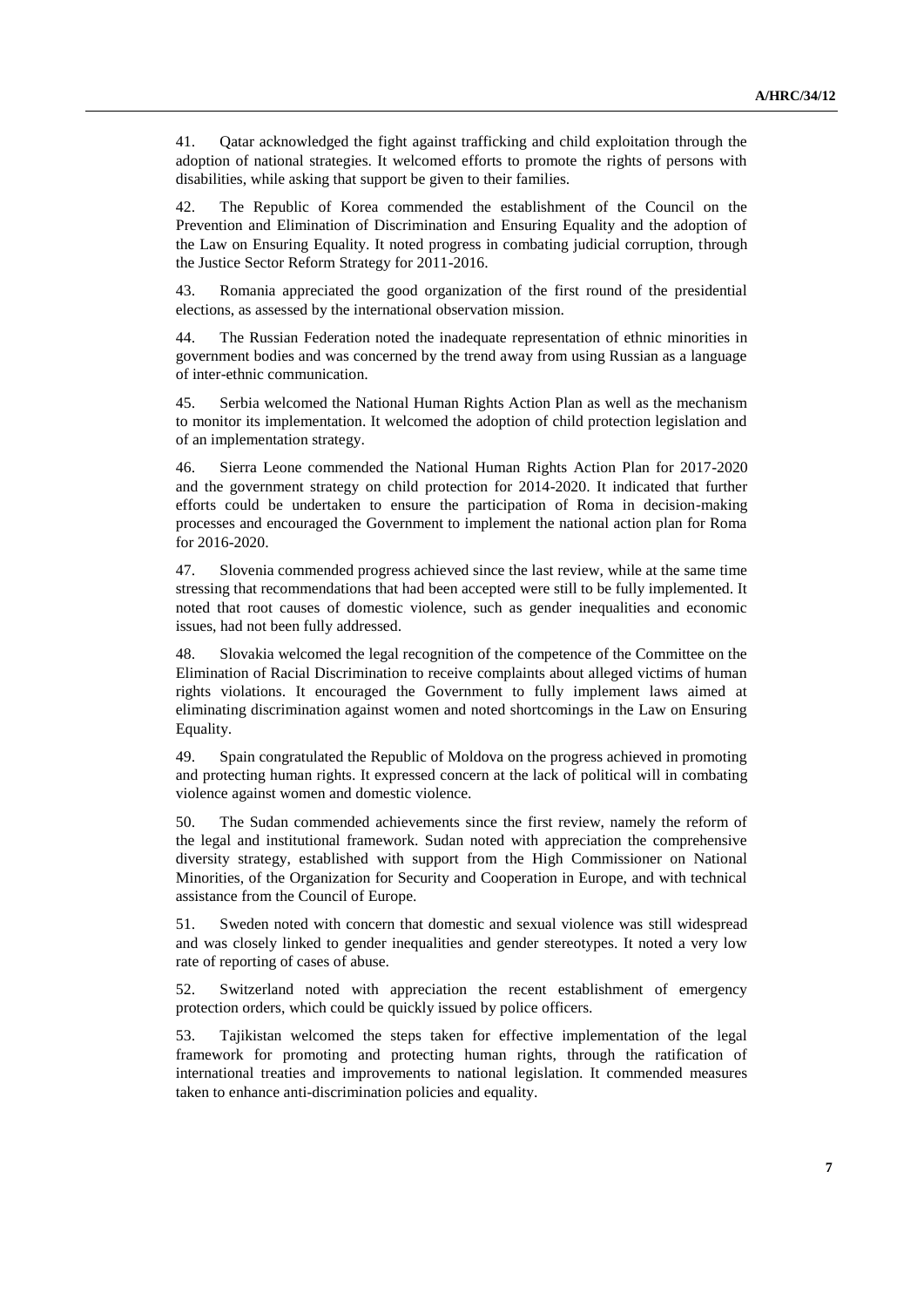41. Qatar acknowledged the fight against trafficking and child exploitation through the adoption of national strategies. It welcomed efforts to promote the rights of persons with disabilities, while asking that support be given to their families.

42. The Republic of Korea commended the establishment of the Council on the Prevention and Elimination of Discrimination and Ensuring Equality and the adoption of the Law on Ensuring Equality. It noted progress in combating judicial corruption, through the Justice Sector Reform Strategy for 2011-2016.

43. Romania appreciated the good organization of the first round of the presidential elections, as assessed by the international observation mission.

44. The Russian Federation noted the inadequate representation of ethnic minorities in government bodies and was concerned by the trend away from using Russian as a language of inter-ethnic communication.

45. Serbia welcomed the National Human Rights Action Plan as well as the mechanism to monitor its implementation. It welcomed the adoption of child protection legislation and of an implementation strategy.

46. Sierra Leone commended the National Human Rights Action Plan for 2017-2020 and the government strategy on child protection for 2014-2020. It indicated that further efforts could be undertaken to ensure the participation of Roma in decision-making processes and encouraged the Government to implement the national action plan for Roma for 2016-2020.

47. Slovenia commended progress achieved since the last review, while at the same time stressing that recommendations that had been accepted were still to be fully implemented. It noted that root causes of domestic violence, such as gender inequalities and economic issues, had not been fully addressed.

48. Slovakia welcomed the legal recognition of the competence of the Committee on the Elimination of Racial Discrimination to receive complaints about alleged victims of human rights violations. It encouraged the Government to fully implement laws aimed at eliminating discrimination against women and noted shortcomings in the Law on Ensuring Equality.

49. Spain congratulated the Republic of Moldova on the progress achieved in promoting and protecting human rights. It expressed concern at the lack of political will in combating violence against women and domestic violence.

50. The Sudan commended achievements since the first review, namely the reform of the legal and institutional framework. Sudan noted with appreciation the comprehensive diversity strategy, established with support from the High Commissioner on National Minorities, of the Organization for Security and Cooperation in Europe, and with technical assistance from the Council of Europe.

51. Sweden noted with concern that domestic and sexual violence was still widespread and was closely linked to gender inequalities and gender stereotypes. It noted a very low rate of reporting of cases of abuse.

52. Switzerland noted with appreciation the recent establishment of emergency protection orders, which could be quickly issued by police officers.

53. Tajikistan welcomed the steps taken for effective implementation of the legal framework for promoting and protecting human rights, through the ratification of international treaties and improvements to national legislation. It commended measures taken to enhance anti-discrimination policies and equality.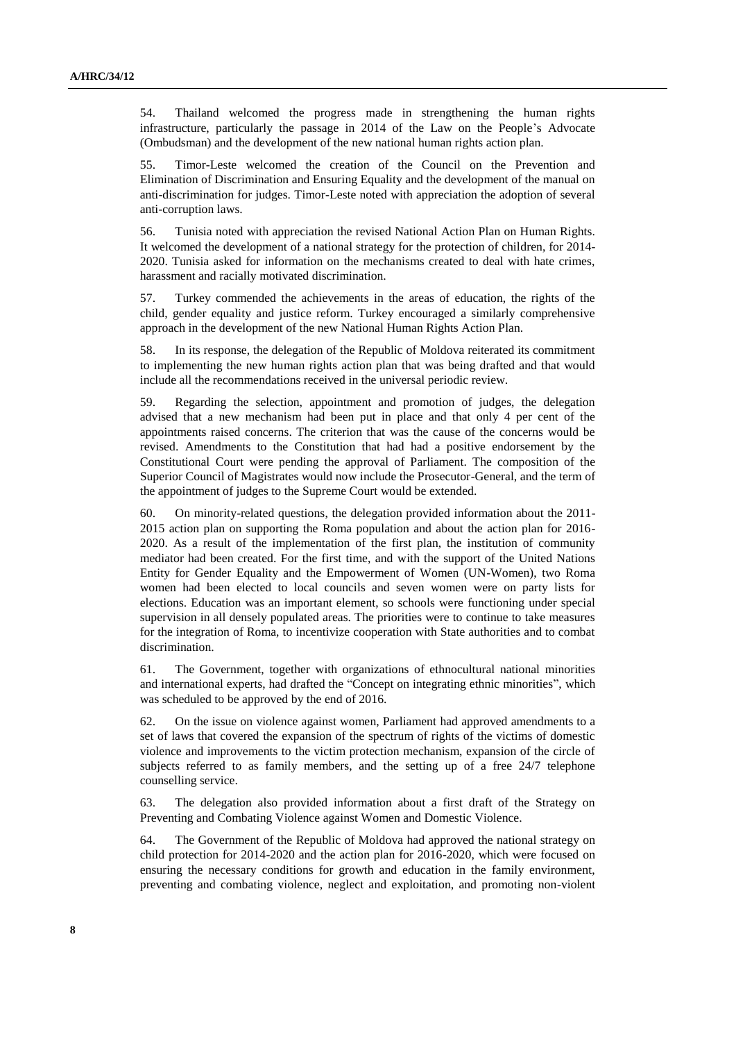54. Thailand welcomed the progress made in strengthening the human rights infrastructure, particularly the passage in 2014 of the Law on the People's Advocate (Ombudsman) and the development of the new national human rights action plan.

55. Timor-Leste welcomed the creation of the Council on the Prevention and Elimination of Discrimination and Ensuring Equality and the development of the manual on anti-discrimination for judges. Timor-Leste noted with appreciation the adoption of several anti-corruption laws.

56. Tunisia noted with appreciation the revised National Action Plan on Human Rights. It welcomed the development of a national strategy for the protection of children, for 2014-2020. Tunisia asked for information on the mechanisms created to deal with hate crimes, harassment and racially motivated discrimination.

57. Turkey commended the achievements in the areas of education, the rights of the child, gender equality and justice reform. Turkey encouraged a similarly comprehensive approach in the development of the new National Human Rights Action Plan.

58. In its response, the delegation of the Republic of Moldova reiterated its commitment to implementing the new human rights action plan that was being drafted and that would include all the recommendations received in the universal periodic review.

59. Regarding the selection, appointment and promotion of judges, the delegation advised that a new mechanism had been put in place and that only 4 per cent of the appointments raised concerns. The criterion that was the cause of the concerns would be revised. Amendments to the Constitution that had had a positive endorsement by the Constitutional Court were pending the approval of Parliament. The composition of the Superior Council of Magistrates would now include the Prosecutor-General, and the term of the appointment of judges to the Supreme Court would be extended.

60. On minority-related questions, the delegation provided information about the 2011-2015 action plan on supporting the Roma population and about the action plan for 2016-2020. As a result of the implementation of the first plan, the institution of community mediator had been created. For the first time, and with the support of the United Nations Entity for Gender Equality and the Empowerment of Women (UN-Women), two Roma women had been elected to local councils and seven women were on party lists for elections. Education was an important element, so schools were functioning under special supervision in all densely populated areas. The priorities were to continue to take measures for the integration of Roma, to incentivize cooperation with State authorities and to combat discrimination.

61. The Government, together with organizations of ethnocultural national minorities and international experts, had drafted the "Concept on integrating ethnic minorities", which was scheduled to be approved by the end of 2016.

62. On the issue on violence against women, Parliament had approved amendments to a set of laws that covered the expansion of the spectrum of rights of the victims of domestic violence and improvements to the victim protection mechanism, expansion of the circle of subjects referred to as family members, and the setting up of a free 24/7 telephone counselling service.

63. The delegation also provided information about a first draft of the Strategy on Preventing and Combating Violence against Women and Domestic Violence.

64. The Government of the Republic of Moldova had approved the national strategy on child protection for 2014-2020 and the action plan for 2016-2020, which were focused on ensuring the necessary conditions for growth and education in the family environment, preventing and combating violence, neglect and exploitation, and promoting non-violent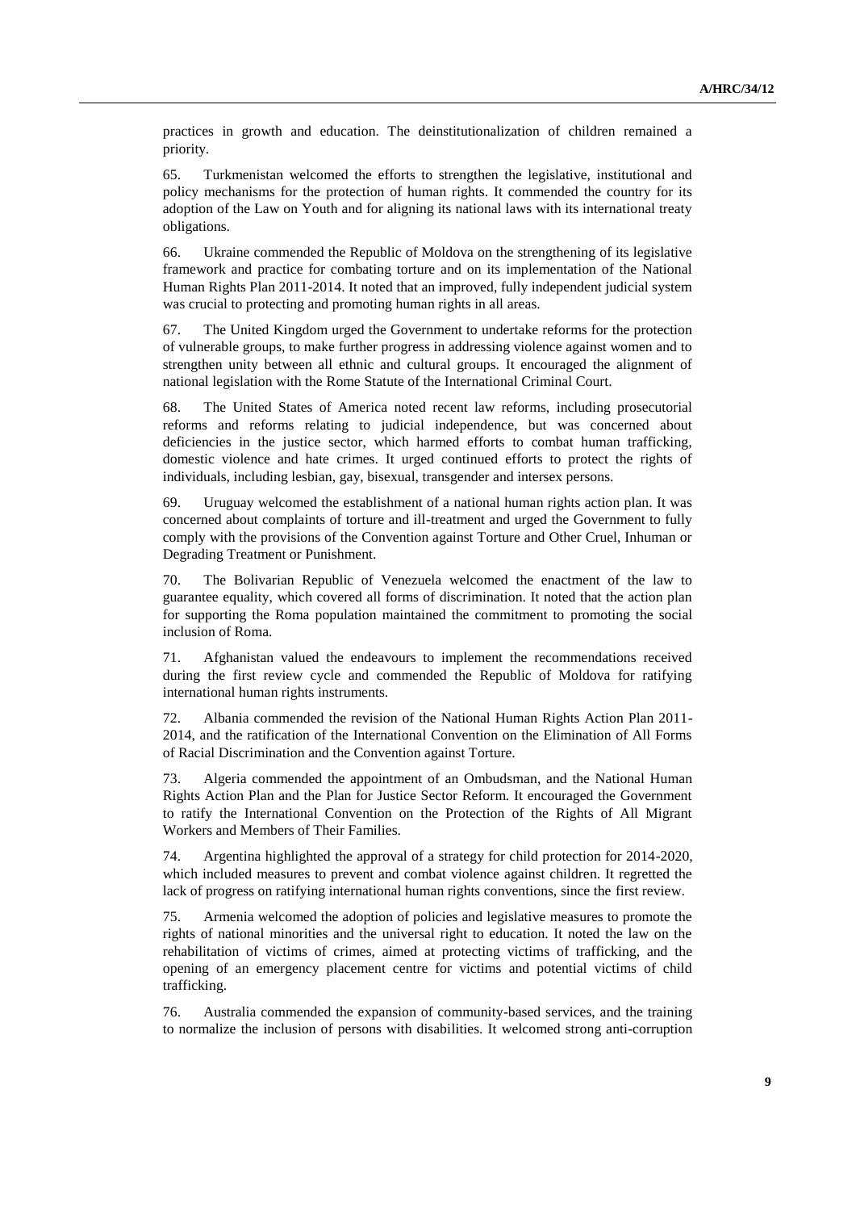practices in growth and education. The deinstitutionalization of children remained a priority.

65. Turkmenistan welcomed the efforts to strengthen the legislative, institutional and policy mechanisms for the protection of human rights. It commended the country for its adoption of the Law on Youth and for aligning its national laws with its international treaty obligations.

66. Ukraine commended the Republic of Moldova on the strengthening of its legislative framework and practice for combating torture and on its implementation of the National Human Rights Plan 2011-2014. It noted that an improved, fully independent judicial system was crucial to protecting and promoting human rights in all areas.

67. The United Kingdom urged the Government to undertake reforms for the protection of vulnerable groups, to make further progress in addressing violence against women and to strengthen unity between all ethnic and cultural groups. It encouraged the alignment of national legislation with the Rome Statute of the International Criminal Court.

68. The United States of America noted recent law reforms, including prosecutorial reforms and reforms relating to judicial independence, but was concerned about deficiencies in the justice sector, which harmed efforts to combat human trafficking, domestic violence and hate crimes. It urged continued efforts to protect the rights of individuals, including lesbian, gay, bisexual, transgender and intersex persons.

69. Uruguay welcomed the establishment of a national human rights action plan. It was concerned about complaints of torture and ill-treatment and urged the Government to fully comply with the provisions of the Convention against Torture and Other Cruel, Inhuman or Degrading Treatment or Punishment.

70. The Bolivarian Republic of Venezuela welcomed the enactment of the law to guarantee equality, which covered all forms of discrimination. It noted that the action plan for supporting the Roma population maintained the commitment to promoting the social inclusion of Roma.

71. Afghanistan valued the endeavours to implement the recommendations received during the first review cycle and commended the Republic of Moldova for ratifying international human rights instruments.

72. Albania commended the revision of the National Human Rights Action Plan 2011-2014, and the ratification of the International Convention on the Elimination of All Forms of Racial Discrimination and the Convention against Torture.

73. Algeria commended the appointment of an Ombudsman, and the National Human Rights Action Plan and the Plan for Justice Sector Reform. It encouraged the Government to ratify the International Convention on the Protection of the Rights of All Migrant Workers and Members of Their Families.

74. Argentina highlighted the approval of a strategy for child protection for 2014-2020, which included measures to prevent and combat violence against children. It regretted the lack of progress on ratifying international human rights conventions, since the first review.

75. Armenia welcomed the adoption of policies and legislative measures to promote the rights of national minorities and the universal right to education. It noted the law on the rehabilitation of victims of crimes, aimed at protecting victims of trafficking, and the opening of an emergency placement centre for victims and potential victims of child trafficking.

76. Australia commended the expansion of community-based services, and the training to normalize the inclusion of persons with disabilities. It welcomed strong anti-corruption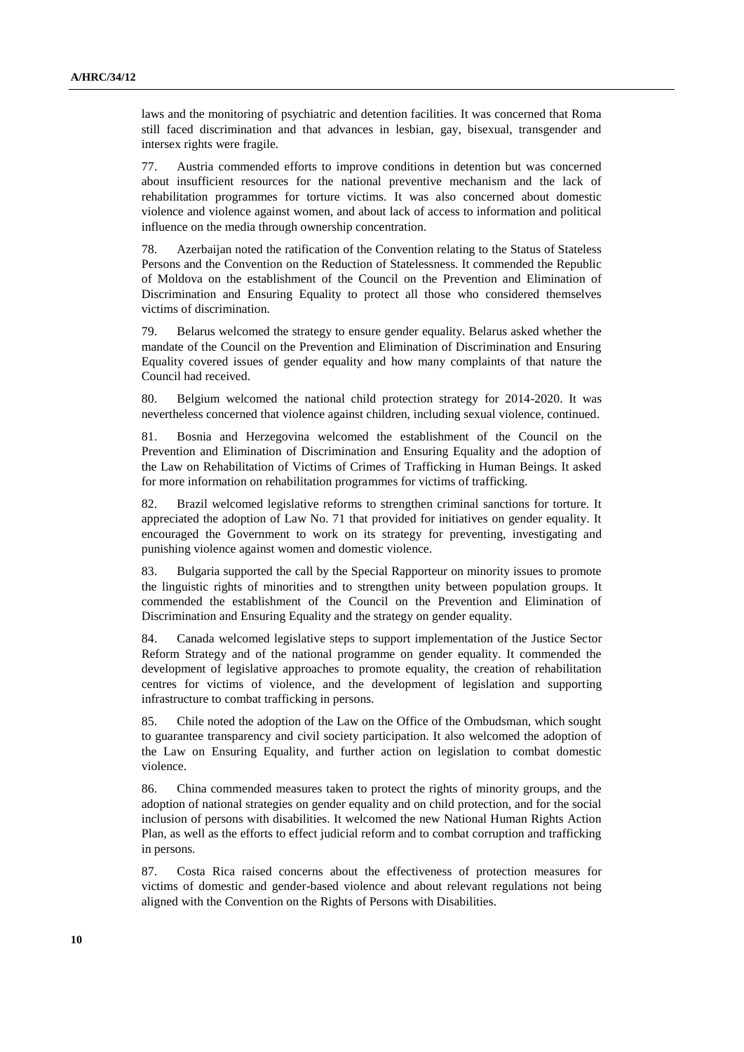laws and the monitoring of psychiatric and detention facilities. It was concerned that Roma still faced discrimination and that advances in lesbian, gay, bisexual, transgender and intersex rights were fragile.

77. Austria commended efforts to improve conditions in detention but was concerned about insufficient resources for the national preventive mechanism and the lack of rehabilitation programmes for torture victims. It was also concerned about domestic violence and violence against women, and about lack of access to information and political influence on the media through ownership concentration.

78. Azerbaijan noted the ratification of the Convention relating to the Status of Stateless Persons and the Convention on the Reduction of Statelessness. It commended the Republic of Moldova on the establishment of the Council on the Prevention and Elimination of Discrimination and Ensuring Equality to protect all those who considered themselves victims of discrimination.

79. Belarus welcomed the strategy to ensure gender equality. Belarus asked whether the mandate of the Council on the Prevention and Elimination of Discrimination and Ensuring Equality covered issues of gender equality and how many complaints of that nature the Council had received.

80. Belgium welcomed the national child protection strategy for 2014-2020. It was nevertheless concerned that violence against children, including sexual violence, continued.

81. Bosnia and Herzegovina welcomed the establishment of the Council on the Prevention and Elimination of Discrimination and Ensuring Equality and the adoption of the Law on Rehabilitation of Victims of Crimes of Trafficking in Human Beings. It asked for more information on rehabilitation programmes for victims of trafficking.

82. Brazil welcomed legislative reforms to strengthen criminal sanctions for torture. It appreciated the adoption of Law No. 71 that provided for initiatives on gender equality. It encouraged the Government to work on its strategy for preventing, investigating and punishing violence against women and domestic violence.

83. Bulgaria supported the call by the Special Rapporteur on minority issues to promote the linguistic rights of minorities and to strengthen unity between population groups. It commended the establishment of the Council on the Prevention and Elimination of Discrimination and Ensuring Equality and the strategy on gender equality.

84. Canada welcomed legislative steps to support implementation of the Justice Sector Reform Strategy and of the national programme on gender equality. It commended the development of legislative approaches to promote equality, the creation of rehabilitation centres for victims of violence, and the development of legislation and supporting infrastructure to combat trafficking in persons.

85. Chile noted the adoption of the Law on the Office of the Ombudsman, which sought to guarantee transparency and civil society participation. It also welcomed the adoption of the Law on Ensuring Equality, and further action on legislation to combat domestic violence.

86. China commended measures taken to protect the rights of minority groups, and the adoption of national strategies on gender equality and on child protection, and for the social inclusion of persons with disabilities. It welcomed the new National Human Rights Action Plan, as well as the efforts to effect judicial reform and to combat corruption and trafficking in persons.

87. Costa Rica raised concerns about the effectiveness of protection measures for victims of domestic and gender-based violence and about relevant regulations not being aligned with the Convention on the Rights of Persons with Disabilities.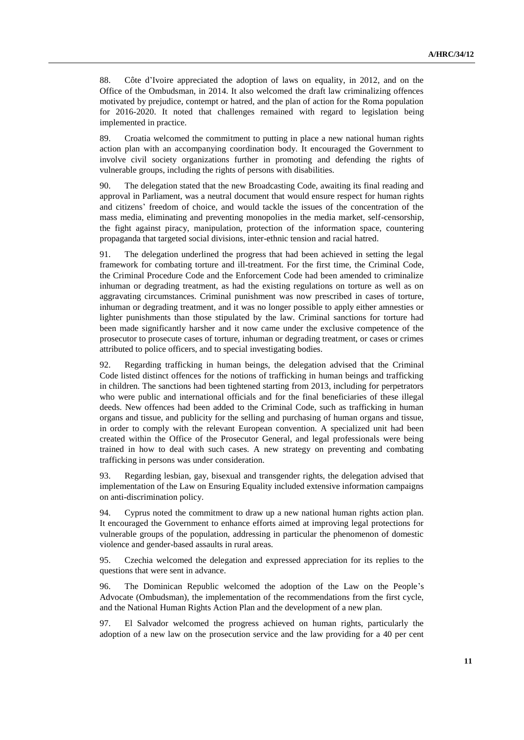88. Côte d'Ivoire appreciated the adoption of laws on equality, in 2012, and on the Office of the Ombudsman, in 2014. It also welcomed the draft law criminalizing offences motivated by prejudice, contempt or hatred, and the plan of action for the Roma population for 2016-2020. It noted that challenges remained with regard to legislation being implemented in practice.

89. Croatia welcomed the commitment to putting in place a new national human rights action plan with an accompanying coordination body. It encouraged the Government to involve civil society organizations further in promoting and defending the rights of vulnerable groups, including the rights of persons with disabilities.

90. The delegation stated that the new Broadcasting Code, awaiting its final reading and approval in Parliament, was a neutral document that would ensure respect for human rights and citizens' freedom of choice, and would tackle the issues of the concentration of the mass media, eliminating and preventing monopolies in the media market, self-censorship, the fight against piracy, manipulation, protection of the information space, countering propaganda that targeted social divisions, inter-ethnic tension and racial hatred.

91. The delegation underlined the progress that had been achieved in setting the legal framework for combating torture and ill-treatment. For the first time, the Criminal Code, the Criminal Procedure Code and the Enforcement Code had been amended to criminalize inhuman or degrading treatment, as had the existing regulations on torture as well as on aggravating circumstances. Criminal punishment was now prescribed in cases of torture, inhuman or degrading treatment, and it was no longer possible to apply either amnesties or lighter punishments than those stipulated by the law. Criminal sanctions for torture had been made significantly harsher and it now came under the exclusive competence of the prosecutor to prosecute cases of torture, inhuman or degrading treatment, or cases or crimes attributed to police officers, and to special investigating bodies.

92. Regarding trafficking in human beings, the delegation advised that the Criminal Code listed distinct offences for the notions of trafficking in human beings and trafficking in children. The sanctions had been tightened starting from 2013, including for perpetrators who were public and international officials and for the final beneficiaries of these illegal deeds. New offences had been added to the Criminal Code, such as trafficking in human organs and tissue, and publicity for the selling and purchasing of human organs and tissue, in order to comply with the relevant European convention. A specialized unit had been created within the Office of the Prosecutor General, and legal professionals were being trained in how to deal with such cases. A new strategy on preventing and combating trafficking in persons was under consideration.

93. Regarding lesbian, gay, bisexual and transgender rights, the delegation advised that implementation of the Law on Ensuring Equality included extensive information campaigns on anti-discrimination policy.

94. Cyprus noted the commitment to draw up a new national human rights action plan. It encouraged the Government to enhance efforts aimed at improving legal protections for vulnerable groups of the population, addressing in particular the phenomenon of domestic violence and gender-based assaults in rural areas.

95. Czechia welcomed the delegation and expressed appreciation for its replies to the questions that were sent in advance.

96. The Dominican Republic welcomed the adoption of the Law on the People's Advocate (Ombudsman), the implementation of the recommendations from the first cycle, and the National Human Rights Action Plan and the development of a new plan.

97. El Salvador welcomed the progress achieved on human rights, particularly the adoption of a new law on the prosecution service and the law providing for a 40 per cent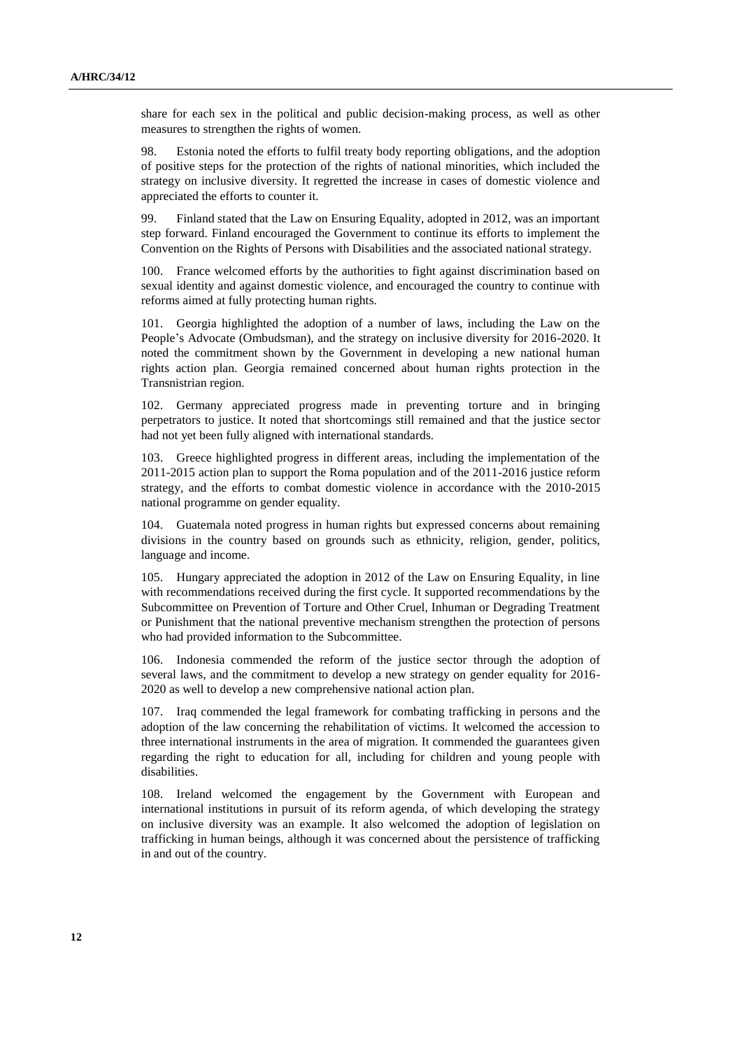share for each sex in the political and public decision-making process, as well as other measures to strengthen the rights of women.

98. Estonia noted the efforts to fulfil treaty body reporting obligations, and the adoption of positive steps for the protection of the rights of national minorities, which included the strategy on inclusive diversity. It regretted the increase in cases of domestic violence and appreciated the efforts to counter it.

99. Finland stated that the Law on Ensuring Equality, adopted in 2012, was an important step forward. Finland encouraged the Government to continue its efforts to implement the Convention on the Rights of Persons with Disabilities and the associated national strategy.

100. France welcomed efforts by the authorities to fight against discrimination based on sexual identity and against domestic violence, and encouraged the country to continue with reforms aimed at fully protecting human rights.

101. Georgia highlighted the adoption of a number of laws, including the Law on the People's Advocate (Ombudsman), and the strategy on inclusive diversity for 2016-2020. It noted the commitment shown by the Government in developing a new national human rights action plan. Georgia remained concerned about human rights protection in the Transnistrian region.

102. Germany appreciated progress made in preventing torture and in bringing perpetrators to justice. It noted that shortcomings still remained and that the justice sector had not yet been fully aligned with international standards.

103. Greece highlighted progress in different areas, including the implementation of the 2011-2015 action plan to support the Roma population and of the 2011-2016 justice reform strategy, and the efforts to combat domestic violence in accordance with the 2010-2015 national programme on gender equality.

104. Guatemala noted progress in human rights but expressed concerns about remaining divisions in the country based on grounds such as ethnicity, religion, gender, politics, language and income.

105. Hungary appreciated the adoption in 2012 of the Law on Ensuring Equality, in line with recommendations received during the first cycle. It supported recommendations by the Subcommittee on Prevention of Torture and Other Cruel, Inhuman or Degrading Treatment or Punishment that the national preventive mechanism strengthen the protection of persons who had provided information to the Subcommittee.

106. Indonesia commended the reform of the justice sector through the adoption of several laws, and the commitment to develop a new strategy on gender equality for 2016-2020 as well to develop a new comprehensive national action plan.

107. Iraq commended the legal framework for combating trafficking in persons and the adoption of the law concerning the rehabilitation of victims. It welcomed the accession to three international instruments in the area of migration. It commended the guarantees given regarding the right to education for all, including for children and young people with disabilities.

108. Ireland welcomed the engagement by the Government with European and international institutions in pursuit of its reform agenda, of which developing the strategy on inclusive diversity was an example. It also welcomed the adoption of legislation on trafficking in human beings, although it was concerned about the persistence of trafficking in and out of the country.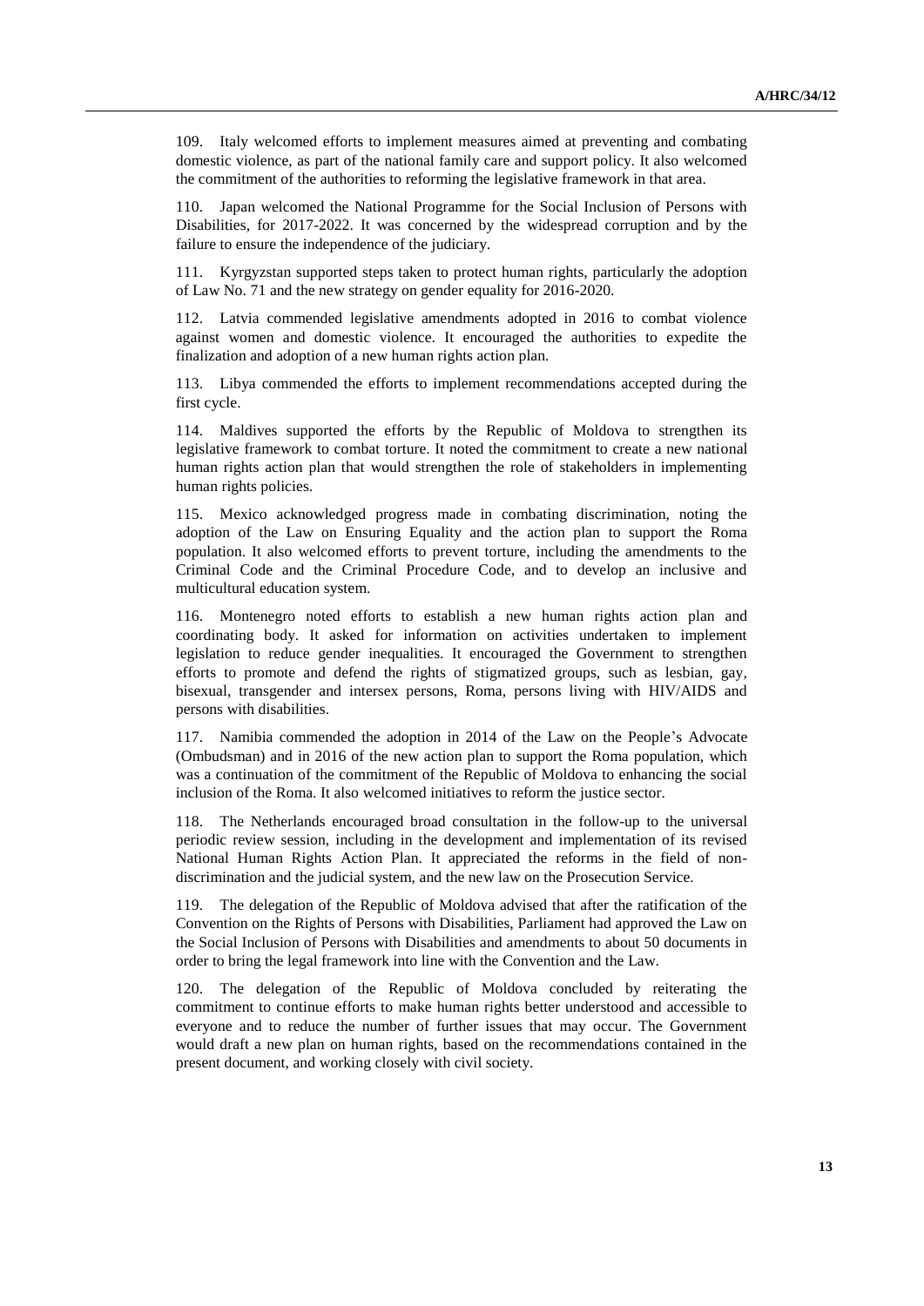109. Italy welcomed efforts to implement measures aimed at preventing and combating domestic violence, as part of the national family care and support policy. It also welcomed the commitment of the authorities to reforming the legislative framework in that area.

110. Japan welcomed the National Programme for the Social Inclusion of Persons with Disabilities, for 2017-2022. It was concerned by the widespread corruption and by the failure to ensure the independence of the judiciary.

111. Kyrgyzstan supported steps taken to protect human rights, particularly the adoption of Law No. 71 and the new strategy on gender equality for 2016-2020.

112. Latvia commended legislative amendments adopted in 2016 to combat violence against women and domestic violence. It encouraged the authorities to expedite the finalization and adoption of a new human rights action plan.

113. Libya commended the efforts to implement recommendations accepted during the first cycle.

114. Maldives supported the efforts by the Republic of Moldova to strengthen its legislative framework to combat torture. It noted the commitment to create a new national human rights action plan that would strengthen the role of stakeholders in implementing human rights policies.

115. Mexico acknowledged progress made in combating discrimination, noting the adoption of the Law on Ensuring Equality and the action plan to support the Roma population. It also welcomed efforts to prevent torture, including the amendments to the Criminal Code and the Criminal Procedure Code, and to develop an inclusive and multicultural education system.

116. Montenegro noted efforts to establish a new human rights action plan and coordinating body. It asked for information on activities undertaken to implement legislation to reduce gender inequalities. It encouraged the Government to strengthen efforts to promote and defend the rights of stigmatized groups, such as lesbian, gay, bisexual, transgender and intersex persons, Roma, persons living with HIV/AIDS and persons with disabilities.

117. Namibia commended the adoption in 2014 of the Law on the People's Advocate (Ombudsman) and in 2016 of the new action plan to support the Roma population, which was a continuation of the commitment of the Republic of Moldova to enhancing the social inclusion of the Roma. It also welcomed initiatives to reform the justice sector.

118. The Netherlands encouraged broad consultation in the follow-up to the universal periodic review session, including in the development and implementation of its revised National Human Rights Action Plan. It appreciated the reforms in the field of non-discrimination and the judicial system, and the new law on the Prosecution Service.

119. The delegation of the Republic of Moldova advised that after the ratification of the Convention on the Rights of Persons with Disabilities, Parliament had approved the Law on the Social Inclusion of Persons with Disabilities and amendments to about 50 documents in order to bring the legal framework into line with the Convention and the Law.

120. The delegation of the Republic of Moldova concluded by reiterating the commitment to continue efforts to make human rights better understood and accessible to everyone and to reduce the number of further issues that may occur. The Government would draft a new plan on human rights, based on the recommendations contained in the present document, and working closely with civil society.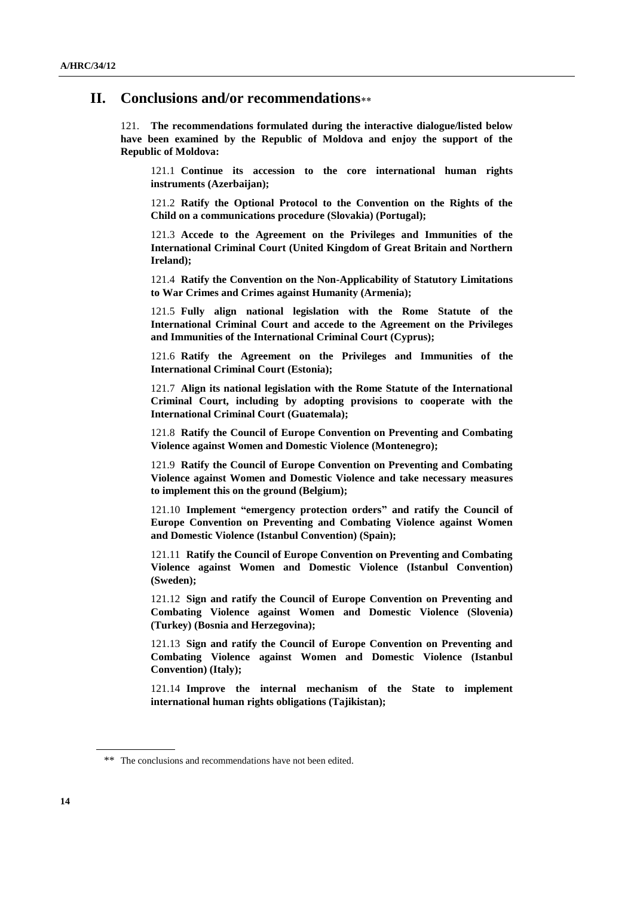## II. Conclusions and/or recommendations**

121. **The recommendations formulated during the interactive dialogue/listed below have been examined by the Republic of Moldova and enjoy the support of the Republic of Moldova:**

121.1 **Continue its accession to the core international human rights instruments (Azerbaijan);**

121.2 **Ratify the Optional Protocol to the Convention on the Rights of the Child on a communications procedure (Slovakia) (Portugal);**

121.3 **Accede to the Agreement on the Privileges and Immunities of the International Criminal Court (United Kingdom of Great Britain and Northern Ireland);**

121.4 **Ratify the Convention on the Non-Applicability of Statutory Limitations to War Crimes and Crimes against Humanity (Armenia);**

121.5 **Fully align national legislation with the Rome Statute of the International Criminal Court and accede to the Agreement on the Privileges and Immunities of the International Criminal Court (Cyprus);**

121.6 **Ratify the Agreement on the Privileges and Immunities of the International Criminal Court (Estonia);**

121.7 **Align its national legislation with the Rome Statute of the International Criminal Court, including by adopting provisions to cooperate with the International Criminal Court (Guatemala);**

121.8 **Ratify the Council of Europe Convention on Preventing and Combating Violence against Women and Domestic Violence (Montenegro);**

121.9 **Ratify the Council of Europe Convention on Preventing and Combating Violence against Women and Domestic Violence and take necessary measures to implement this on the ground (Belgium);**

121.10 **Implement "emergency protection orders" and ratify the Council of Europe Convention on Preventing and Combating Violence against Women and Domestic Violence (Istanbul Convention) (Spain);**

121.11 **Ratify the Council of Europe Convention on Preventing and Combating Violence against Women and Domestic Violence (Istanbul Convention) (Sweden);**

121.12 **Sign and ratify the Council of Europe Convention on Preventing and Combating Violence against Women and Domestic Violence (Slovenia) (Turkey) (Bosnia and Herzegovina);**

121.13 **Sign and ratify the Council of Europe Convention on Preventing and Combating Violence against Women and Domestic Violence (Istanbul Convention) (Italy);**

121.14 **Improve the internal mechanism of the State to implement international human rights obligations (Tajikistan);**

** The conclusions and recommendations have not been edited.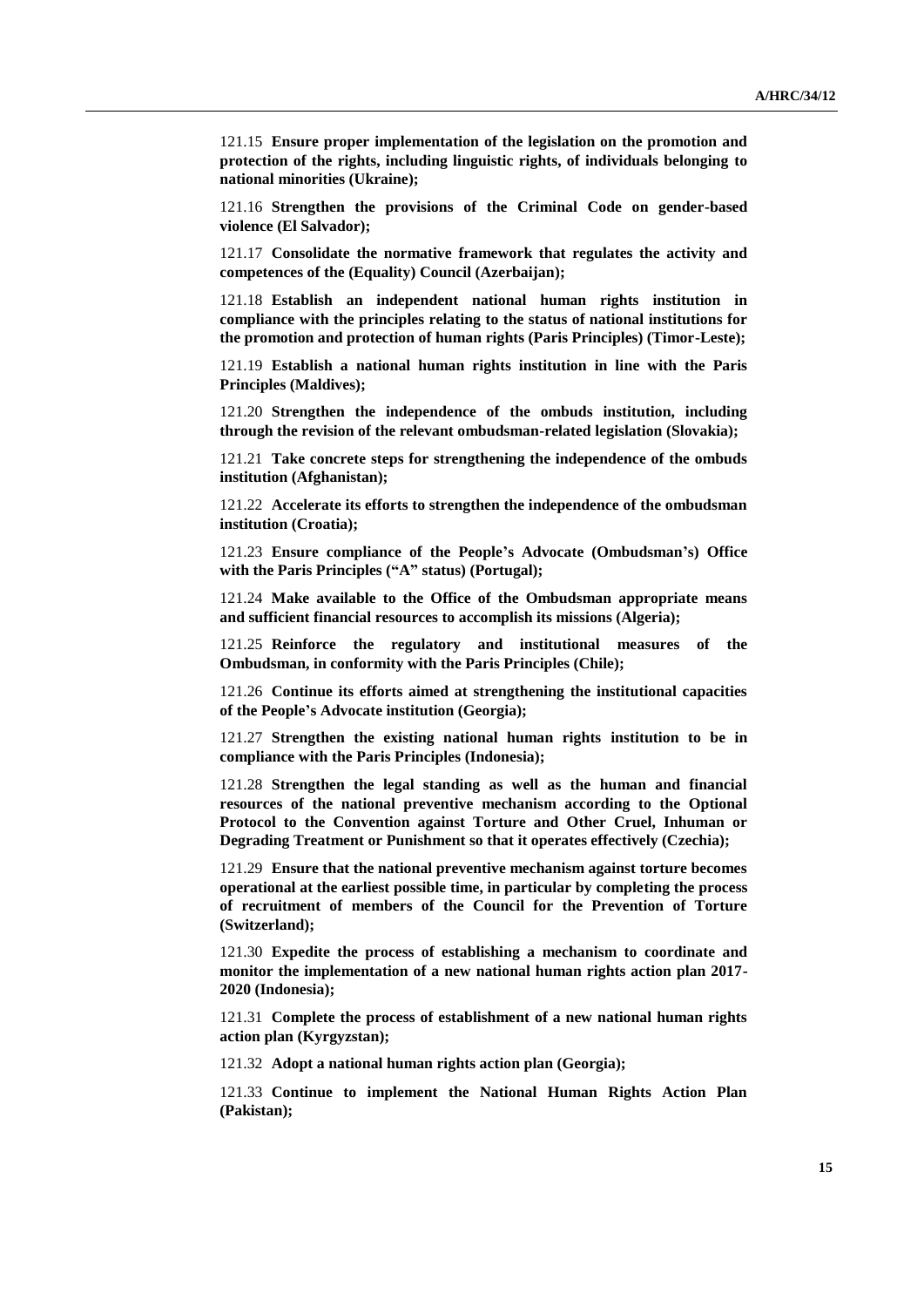121.15 **Ensure proper implementation of the legislation on the promotion and protection of the rights, including linguistic rights, of individuals belonging to national minorities (Ukraine);**

121.16 **Strengthen the provisions of the Criminal Code on gender-based violence (El Salvador);**

121.17 **Consolidate the normative framework that regulates the activity and competences of the (Equality) Council (Azerbaijan);**

121.18 **Establish an independent national human rights institution in compliance with the principles relating to the status of national institutions for the promotion and protection of human rights (Paris Principles) (Timor-Leste);**

121.19 **Establish a national human rights institution in line with the Paris Principles (Maldives);**

121.20 **Strengthen the independence of the ombuds institution, including through the revision of the relevant ombudsman-related legislation (Slovakia);**

121.21 **Take concrete steps for strengthening the independence of the ombuds institution (Afghanistan);**

121.22 **Accelerate its efforts to strengthen the independence of the ombudsman institution (Croatia);**

121.23 **Ensure compliance of the People's Advocate (Ombudsman's) Office with the Paris Principles ("A" status) (Portugal);**

121.24 **Make available to the Office of the Ombudsman appropriate means and sufficient financial resources to accomplish its missions (Algeria);**

121.25 **Reinforce the regulatory and institutional measures of the Ombudsman, in conformity with the Paris Principles (Chile);**

121.26 **Continue its efforts aimed at strengthening the institutional capacities of the People's Advocate institution (Georgia);**

121.27 **Strengthen the existing national human rights institution to be in compliance with the Paris Principles (Indonesia);**

121.28 **Strengthen the legal standing as well as the human and financial resources of the national preventive mechanism according to the Optional Protocol to the Convention against Torture and Other Cruel, Inhuman or Degrading Treatment or Punishment so that it operates effectively (Czechia);**

121.29 **Ensure that the national preventive mechanism against torture becomes operational at the earliest possible time, in particular by completing the process of recruitment of members of the Council for the Prevention of Torture (Switzerland);**

121.30 **Expedite the process of establishing a mechanism to coordinate and monitor the implementation of a new national human rights action plan 2017-2020 (Indonesia);**

121.31 **Complete the process of establishment of a new national human rights action plan (Kyrgyzstan);**

121.32 **Adopt a national human rights action plan (Georgia);**

121.33 **Continue to implement the National Human Rights Action Plan (Pakistan);**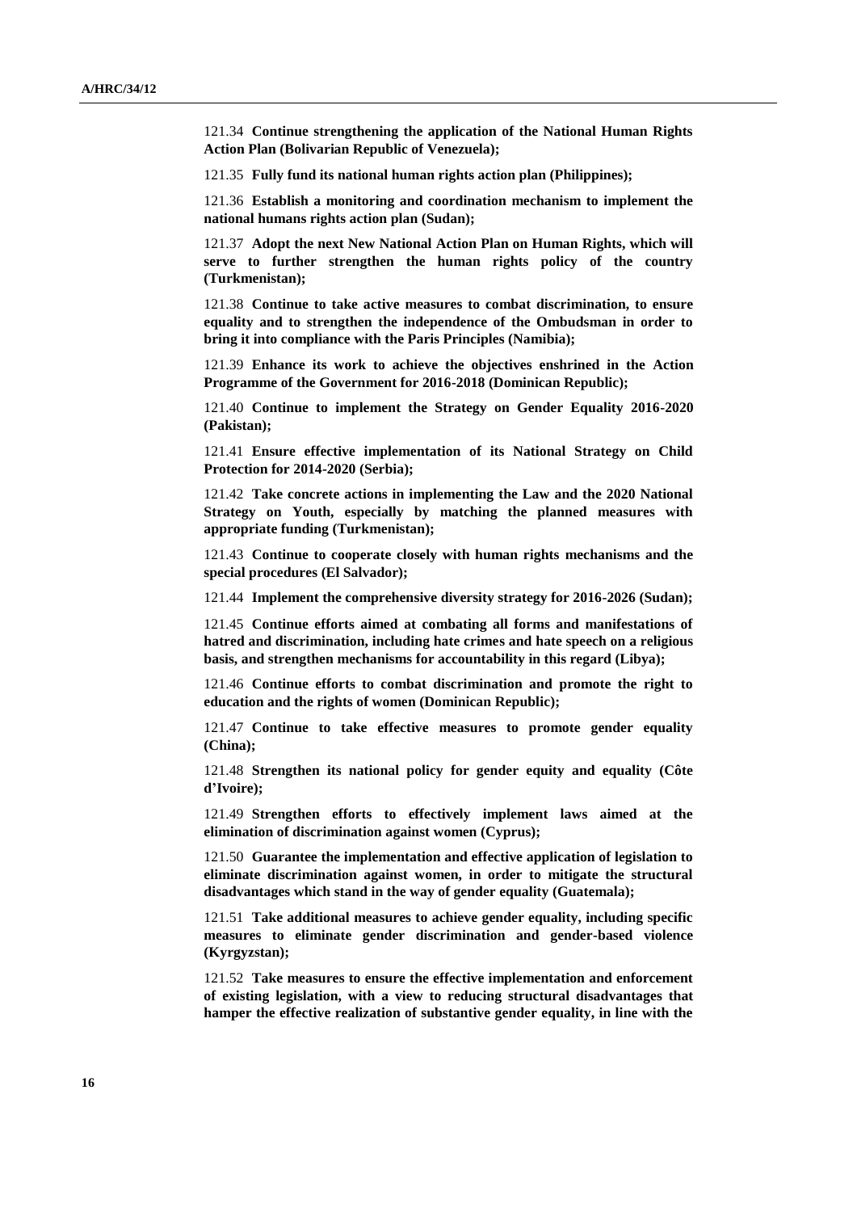121.34 **Continue strengthening the application of the National Human Rights Action Plan (Bolivarian Republic of Venezuela);**

121.35 **Fully fund its national human rights action plan (Philippines);**

121.36 **Establish a monitoring and coordination mechanism to implement the national humans rights action plan (Sudan);**

121.37 **Adopt the next New National Action Plan on Human Rights, which will serve to further strengthen the human rights policy of the country (Turkmenistan);**

121.38 **Continue to take active measures to combat discrimination, to ensure equality and to strengthen the independence of the Ombudsman in order to bring it into compliance with the Paris Principles (Namibia);**

121.39 **Enhance its work to achieve the objectives enshrined in the Action Programme of the Government for 2016-2018 (Dominican Republic);**

121.40 **Continue to implement the Strategy on Gender Equality 2016-2020 (Pakistan);**

121.41 **Ensure effective implementation of its National Strategy on Child Protection for 2014-2020 (Serbia);**

121.42 **Take concrete actions in implementing the Law and the 2020 National Strategy on Youth, especially by matching the planned measures with appropriate funding (Turkmenistan);**

121.43 **Continue to cooperate closely with human rights mechanisms and the special procedures (El Salvador);**

121.44 **Implement the comprehensive diversity strategy for 2016-2026 (Sudan);**

121.45 **Continue efforts aimed at combating all forms and manifestations of hatred and discrimination, including hate crimes and hate speech on a religious basis, and strengthen mechanisms for accountability in this regard (Libya);**

121.46 **Continue efforts to combat discrimination and promote the right to education and the rights of women (Dominican Republic);**

121.47 **Continue to take effective measures to promote gender equality (China);**

121.48 **Strengthen its national policy for gender equity and equality (Côte d'Ivoire);**

121.49 **Strengthen efforts to effectively implement laws aimed at the elimination of discrimination against women (Cyprus);**

121.50 **Guarantee the implementation and effective application of legislation to eliminate discrimination against women, in order to mitigate the structural disadvantages which stand in the way of gender equality (Guatemala);**

121.51 **Take additional measures to achieve gender equality, including specific measures to eliminate gender discrimination and gender-based violence (Kyrgyzstan);**

121.52 **Take measures to ensure the effective implementation and enforcement of existing legislation, with a view to reducing structural disadvantages that hamper the effective realization of substantive gender equality, in line with the**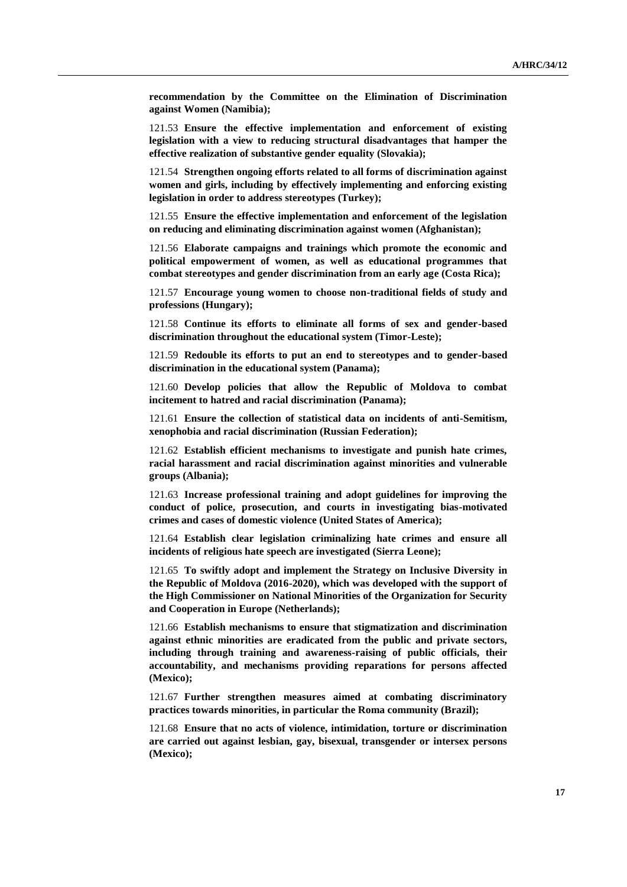**recommendation by the Committee on the Elimination of Discrimination against Women (Namibia);**

121.53 **Ensure the effective implementation and enforcement of existing legislation with a view to reducing structural disadvantages that hamper the effective realization of substantive gender equality (Slovakia);**

121.54 **Strengthen ongoing efforts related to all forms of discrimination against women and girls, including by effectively implementing and enforcing existing legislation in order to address stereotypes (Turkey);**

121.55 **Ensure the effective implementation and enforcement of the legislation on reducing and eliminating discrimination against women (Afghanistan);**

121.56 **Elaborate campaigns and trainings which promote the economic and political empowerment of women, as well as educational programmes that combat stereotypes and gender discrimination from an early age (Costa Rica);**

121.57 **Encourage young women to choose non-traditional fields of study and professions (Hungary);**

121.58 **Continue its efforts to eliminate all forms of sex and gender-based discrimination throughout the educational system (Timor-Leste);**

121.59 **Redouble its efforts to put an end to stereotypes and to gender-based discrimination in the educational system (Panama);**

121.60 **Develop policies that allow the Republic of Moldova to combat incitement to hatred and racial discrimination (Panama);**

121.61 **Ensure the collection of statistical data on incidents of anti-Semitism, xenophobia and racial discrimination (Russian Federation);**

121.62 **Establish efficient mechanisms to investigate and punish hate crimes, racial harassment and racial discrimination against minorities and vulnerable groups (Albania);**

121.63 **Increase professional training and adopt guidelines for improving the conduct of police, prosecution, and courts in investigating bias-motivated crimes and cases of domestic violence (United States of America);**

121.64 **Establish clear legislation criminalizing hate crimes and ensure all incidents of religious hate speech are investigated (Sierra Leone);**

121.65 **To swiftly adopt and implement the Strategy on Inclusive Diversity in the Republic of Moldova (2016-2020), which was developed with the support of the High Commissioner on National Minorities of the Organization for Security and Cooperation in Europe (Netherlands);**

121.66 **Establish mechanisms to ensure that stigmatization and discrimination against ethnic minorities are eradicated from the public and private sectors, including through training and awareness-raising of public officials, their accountability, and mechanisms providing reparations for persons affected (Mexico);**

121.67 **Further strengthen measures aimed at combating discriminatory practices towards minorities, in particular the Roma community (Brazil);**

121.68 **Ensure that no acts of violence, intimidation, torture or discrimination are carried out against lesbian, gay, bisexual, transgender or intersex persons (Mexico);**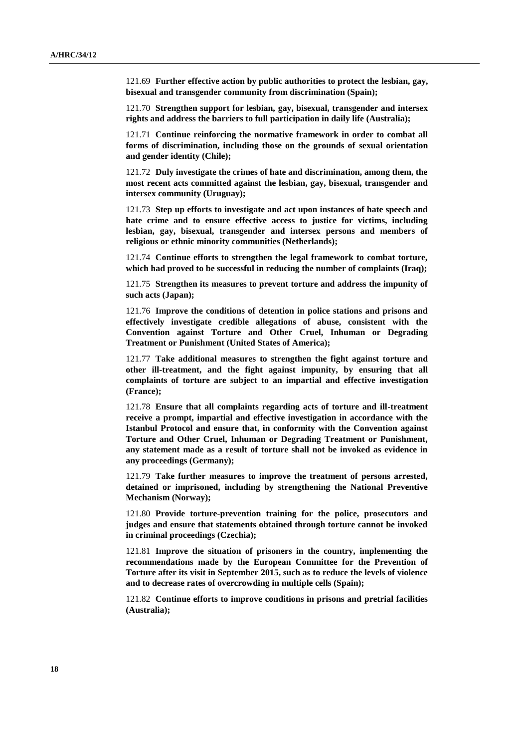121.69 **Further effective action by public authorities to protect the lesbian, gay, bisexual and transgender community from discrimination (Spain);**

121.70 **Strengthen support for lesbian, gay, bisexual, transgender and intersex rights and address the barriers to full participation in daily life (Australia);**

121.71 **Continue reinforcing the normative framework in order to combat all forms of discrimination, including those on the grounds of sexual orientation and gender identity (Chile);**

121.72 **Duly investigate the crimes of hate and discrimination, among them, the most recent acts committed against the lesbian, gay, bisexual, transgender and intersex community (Uruguay);**

121.73 **Step up efforts to investigate and act upon instances of hate speech and hate crime and to ensure effective access to justice for victims, including lesbian, gay, bisexual, transgender and intersex persons and members of religious or ethnic minority communities (Netherlands);**

121.74 **Continue efforts to strengthen the legal framework to combat torture, which had proved to be successful in reducing the number of complaints (Iraq);**

121.75 **Strengthen its measures to prevent torture and address the impunity of such acts (Japan);**

121.76 **Improve the conditions of detention in police stations and prisons and effectively investigate credible allegations of abuse, consistent with the Convention against Torture and Other Cruel, Inhuman or Degrading Treatment or Punishment (United States of America);**

121.77 **Take additional measures to strengthen the fight against torture and other ill-treatment, and the fight against impunity, by ensuring that all complaints of torture are subject to an impartial and effective investigation (France);**

121.78 **Ensure that all complaints regarding acts of torture and ill-treatment receive a prompt, impartial and effective investigation in accordance with the Istanbul Protocol and ensure that, in conformity with the Convention against Torture and Other Cruel, Inhuman or Degrading Treatment or Punishment, any statement made as a result of torture shall not be invoked as evidence in any proceedings (Germany);**

121.79 **Take further measures to improve the treatment of persons arrested, detained or imprisoned, including by strengthening the National Preventive Mechanism (Norway);**

121.80 **Provide torture-prevention training for the police, prosecutors and judges and ensure that statements obtained through torture cannot be invoked in criminal proceedings (Czechia);**

121.81 **Improve the situation of prisoners in the country, implementing the recommendations made by the European Committee for the Prevention of Torture after its visit in September 2015, such as to reduce the levels of violence and to decrease rates of overcrowding in multiple cells (Spain);**

121.82 **Continue efforts to improve conditions in prisons and pretrial facilities (Australia);**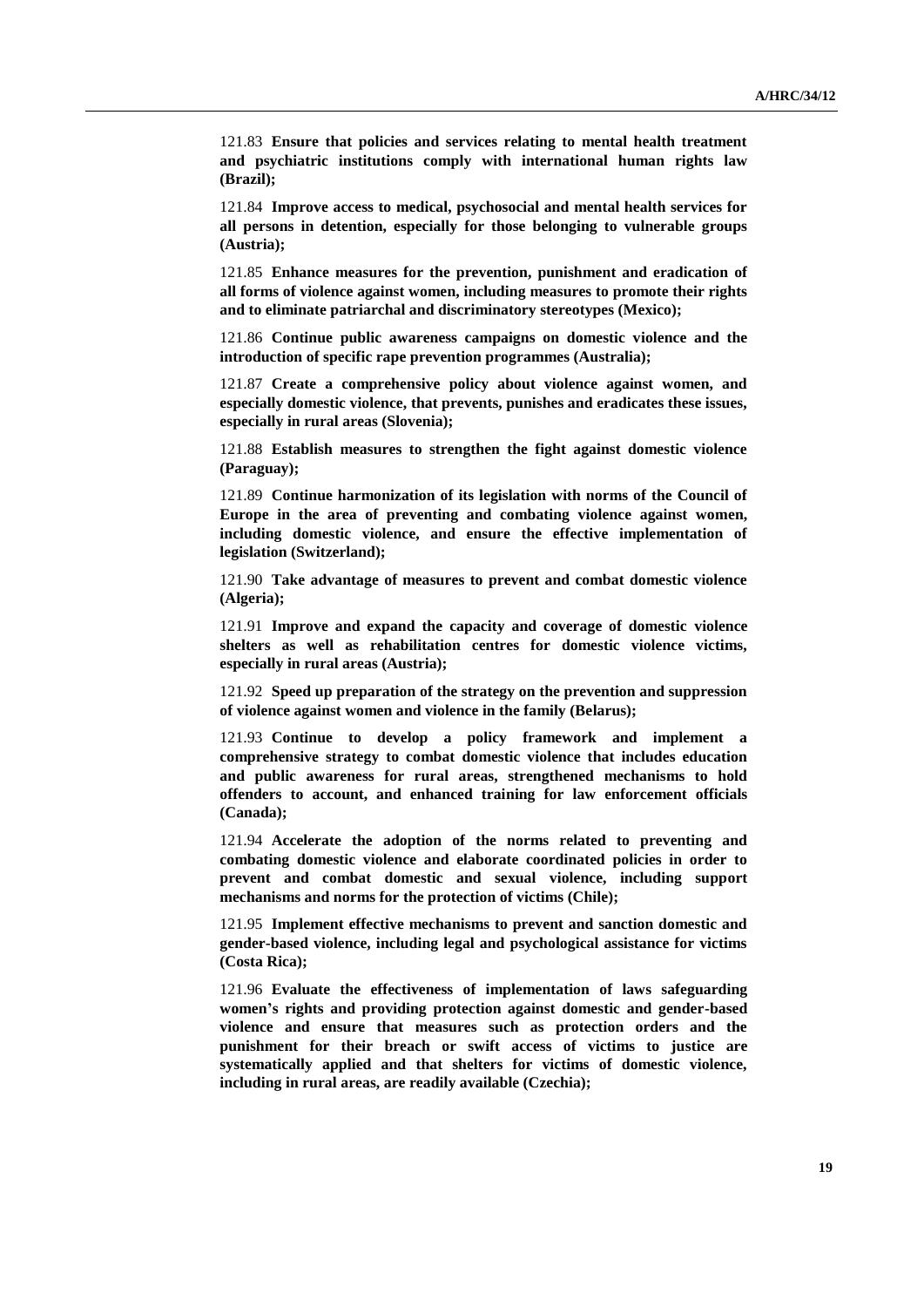121.83 **Ensure that policies and services relating to mental health treatment and psychiatric institutions comply with international human rights law (Brazil);**

121.84 **Improve access to medical, psychosocial and mental health services for all persons in detention, especially for those belonging to vulnerable groups (Austria);**

121.85 **Enhance measures for the prevention, punishment and eradication of all forms of violence against women, including measures to promote their rights and to eliminate patriarchal and discriminatory stereotypes (Mexico);**

121.86 **Continue public awareness campaigns on domestic violence and the introduction of specific rape prevention programmes (Australia);**

121.87 **Create a comprehensive policy about violence against women, and especially domestic violence, that prevents, punishes and eradicates these issues, especially in rural areas (Slovenia);**

121.88 **Establish measures to strengthen the fight against domestic violence (Paraguay);**

121.89 **Continue harmonization of its legislation with norms of the Council of Europe in the area of preventing and combating violence against women, including domestic violence, and ensure the effective implementation of legislation (Switzerland);**

121.90 **Take advantage of measures to prevent and combat domestic violence (Algeria);**

121.91 **Improve and expand the capacity and coverage of domestic violence shelters as well as rehabilitation centres for domestic violence victims, especially in rural areas (Austria);**

121.92 **Speed up preparation of the strategy on the prevention and suppression of violence against women and violence in the family (Belarus);**

121.93 **Continue to develop a policy framework and implement a comprehensive strategy to combat domestic violence that includes education and public awareness for rural areas, strengthened mechanisms to hold offenders to account, and enhanced training for law enforcement officials (Canada);**

121.94 **Accelerate the adoption of the norms related to preventing and combating domestic violence and elaborate coordinated policies in order to prevent and combat domestic and sexual violence, including support mechanisms and norms for the protection of victims (Chile);**

121.95 **Implement effective mechanisms to prevent and sanction domestic and gender-based violence, including legal and psychological assistance for victims (Costa Rica);**

121.96 **Evaluate the effectiveness of implementation of laws safeguarding women's rights and providing protection against domestic and gender-based violence and ensure that measures such as protection orders and the punishment for their breach or swift access of victims to justice are systematically applied and that shelters for victims of domestic violence, including in rural areas, are readily available (Czechia);**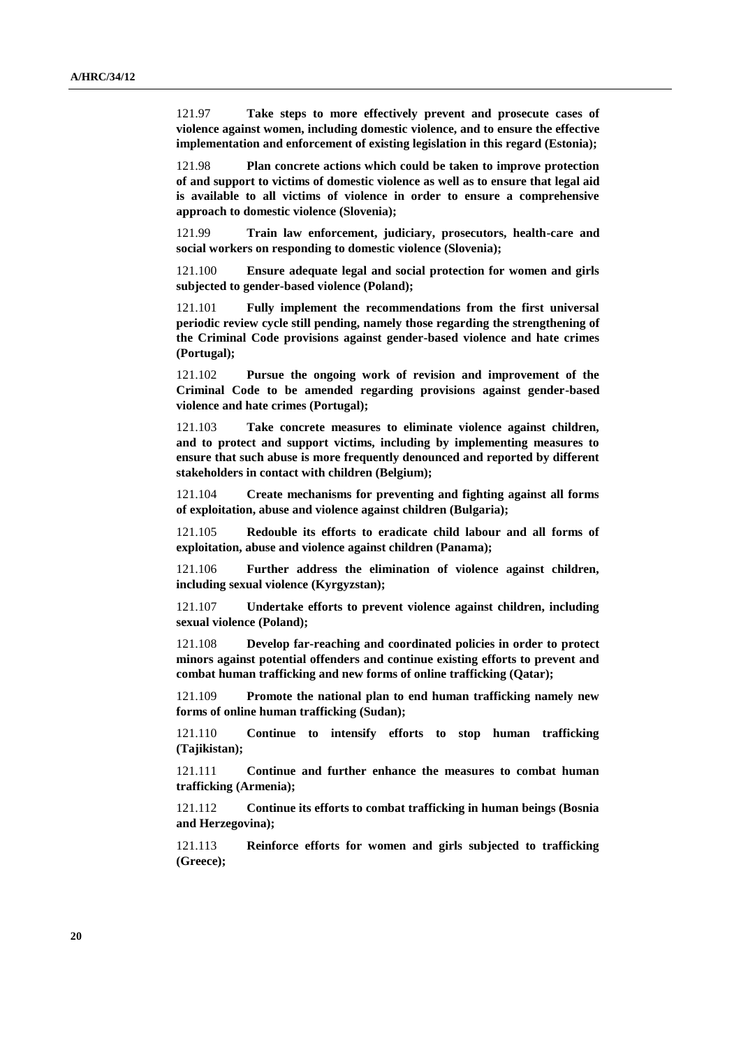121.97 **Take steps to more effectively prevent and prosecute cases of violence against women, including domestic violence, and to ensure the effective implementation and enforcement of existing legislation in this regard (Estonia);**

121.98 **Plan concrete actions which could be taken to improve protection of and support to victims of domestic violence as well as to ensure that legal aid is available to all victims of violence in order to ensure a comprehensive approach to domestic violence (Slovenia);**

121.99 **Train law enforcement, judiciary, prosecutors, health-care and social workers on responding to domestic violence (Slovenia);**

121.100 **Ensure adequate legal and social protection for women and girls subjected to gender-based violence (Poland);**

121.101 **Fully implement the recommendations from the first universal periodic review cycle still pending, namely those regarding the strengthening of the Criminal Code provisions against gender-based violence and hate crimes (Portugal);**

121.102 **Pursue the ongoing work of revision and improvement of the Criminal Code to be amended regarding provisions against gender-based violence and hate crimes (Portugal);**

121.103 **Take concrete measures to eliminate violence against children, and to protect and support victims, including by implementing measures to ensure that such abuse is more frequently denounced and reported by different stakeholders in contact with children (Belgium);**

121.104 **Create mechanisms for preventing and fighting against all forms of exploitation, abuse and violence against children (Bulgaria);**

121.105 **Redouble its efforts to eradicate child labour and all forms of exploitation, abuse and violence against children (Panama);**

121.106 **Further address the elimination of violence against children, including sexual violence (Kyrgyzstan);**

121.107 **Undertake efforts to prevent violence against children, including sexual violence (Poland);**

121.108 **Develop far-reaching and coordinated policies in order to protect minors against potential offenders and continue existing efforts to prevent and combat human trafficking and new forms of online trafficking (Qatar);**

121.109 **Promote the national plan to end human trafficking namely new forms of online human trafficking (Sudan);**

121.110 **Continue to intensify efforts to stop human trafficking (Tajikistan);**

121.111 **Continue and further enhance the measures to combat human trafficking (Armenia);**

121.112 **Continue its efforts to combat trafficking in human beings (Bosnia and Herzegovina);**

121.113 **Reinforce efforts for women and girls subjected to trafficking (Greece);**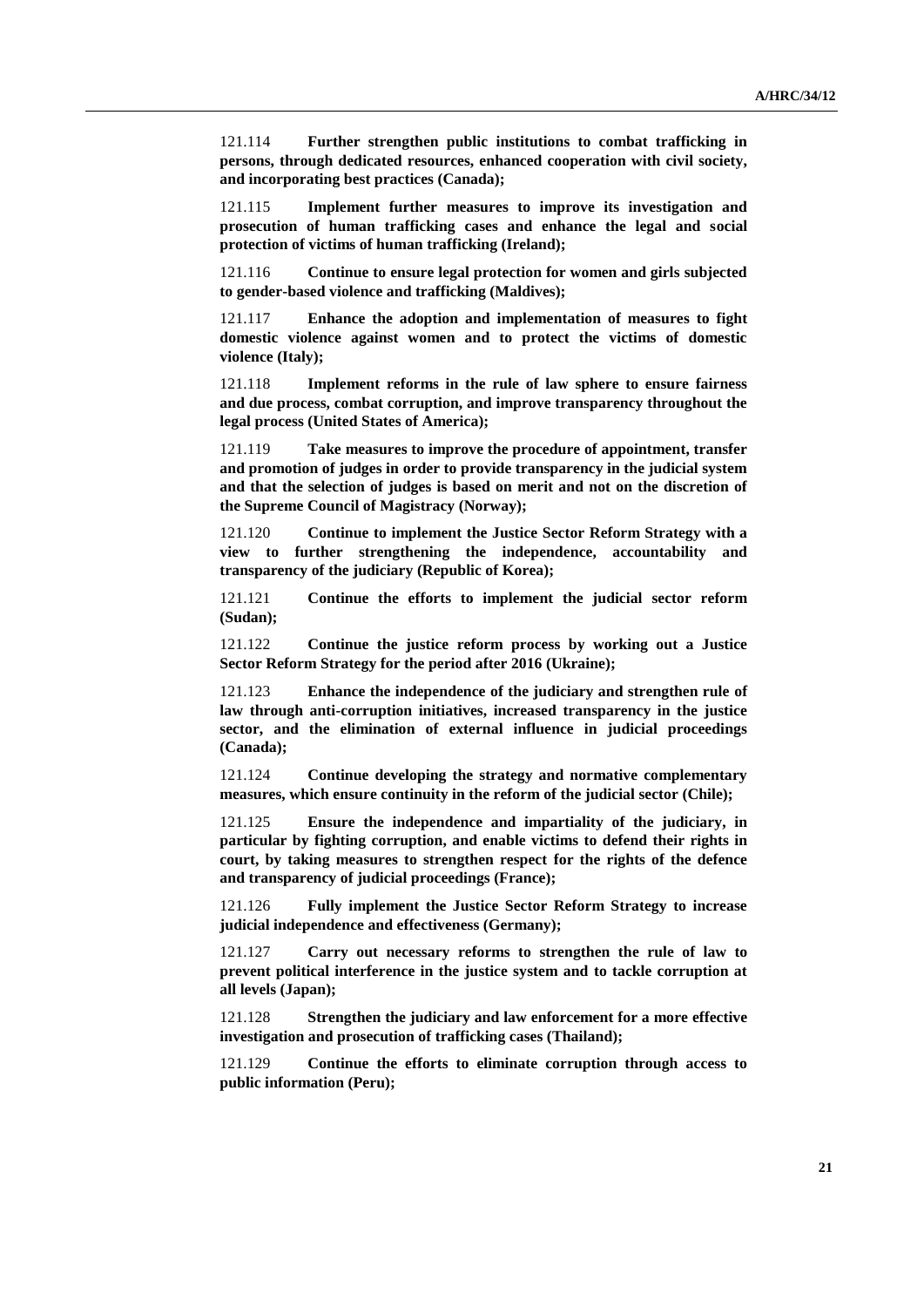121.114 **Further strengthen public institutions to combat trafficking in persons, through dedicated resources, enhanced cooperation with civil society, and incorporating best practices (Canada);**

121.115 **Implement further measures to improve its investigation and prosecution of human trafficking cases and enhance the legal and social protection of victims of human trafficking (Ireland);**

121.116 **Continue to ensure legal protection for women and girls subjected to gender-based violence and trafficking (Maldives);**

121.117 **Enhance the adoption and implementation of measures to fight domestic violence against women and to protect the victims of domestic violence (Italy);**

121.118 **Implement reforms in the rule of law sphere to ensure fairness and due process, combat corruption, and improve transparency throughout the legal process (United States of America);**

121.119 **Take measures to improve the procedure of appointment, transfer and promotion of judges in order to provide transparency in the judicial system and that the selection of judges is based on merit and not on the discretion of the Supreme Council of Magistracy (Norway);**

121.120 **Continue to implement the Justice Sector Reform Strategy with a view to further strengthening the independence, accountability and transparency of the judiciary (Republic of Korea);**

121.121 **Continue the efforts to implement the judicial sector reform (Sudan);**

121.122 **Continue the justice reform process by working out a Justice Sector Reform Strategy for the period after 2016 (Ukraine);**

121.123 **Enhance the independence of the judiciary and strengthen rule of law through anti-corruption initiatives, increased transparency in the justice sector, and the elimination of external influence in judicial proceedings (Canada);**

121.124 **Continue developing the strategy and normative complementary measures, which ensure continuity in the reform of the judicial sector (Chile);**

121.125 **Ensure the independence and impartiality of the judiciary, in particular by fighting corruption, and enable victims to defend their rights in court, by taking measures to strengthen respect for the rights of the defence and transparency of judicial proceedings (France);**

121.126 **Fully implement the Justice Sector Reform Strategy to increase judicial independence and effectiveness (Germany);**

121.127 **Carry out necessary reforms to strengthen the rule of law to prevent political interference in the justice system and to tackle corruption at all levels (Japan);**

121.128 **Strengthen the judiciary and law enforcement for a more effective investigation and prosecution of trafficking cases (Thailand);**

121.129 **Continue the efforts to eliminate corruption through access to public information (Peru);**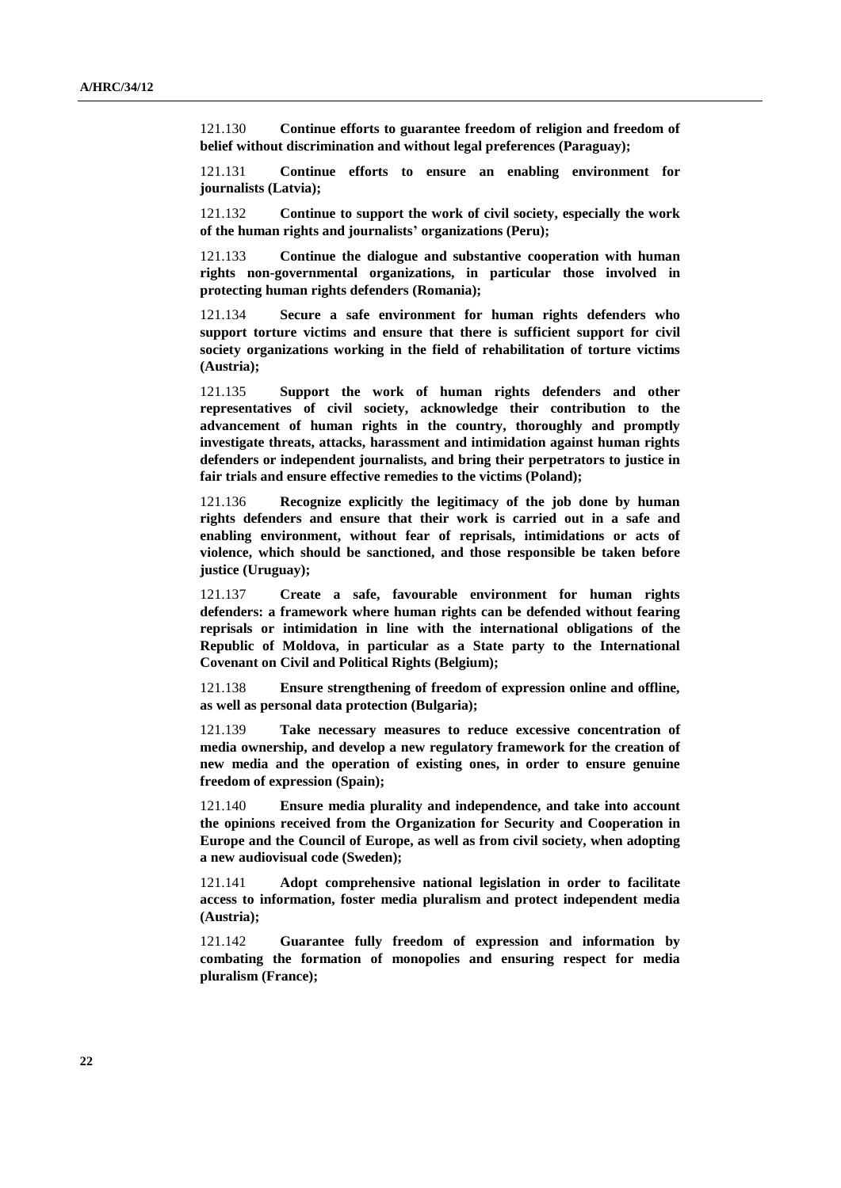121.130 **Continue efforts to guarantee freedom of religion and freedom of belief without discrimination and without legal preferences (Paraguay);**

121.131 **Continue efforts to ensure an enabling environment for journalists (Latvia);**

121.132 **Continue to support the work of civil society, especially the work of the human rights and journalists' organizations (Peru);**

121.133 **Continue the dialogue and substantive cooperation with human rights non-governmental organizations, in particular those involved in protecting human rights defenders (Romania);**

121.134 **Secure a safe environment for human rights defenders who support torture victims and ensure that there is sufficient support for civil society organizations working in the field of rehabilitation of torture victims (Austria);**

121.135 **Support the work of human rights defenders and other representatives of civil society, acknowledge their contribution to the advancement of human rights in the country, thoroughly and promptly investigate threats, attacks, harassment and intimidation against human rights defenders or independent journalists, and bring their perpetrators to justice in fair trials and ensure effective remedies to the victims (Poland);**

121.136 **Recognize explicitly the legitimacy of the job done by human rights defenders and ensure that their work is carried out in a safe and enabling environment, without fear of reprisals, intimidations or acts of violence, which should be sanctioned, and those responsible be taken before justice (Uruguay);**

121.137 **Create a safe, favourable environment for human rights defenders: a framework where human rights can be defended without fearing reprisals or intimidation in line with the international obligations of the Republic of Moldova, in particular as a State party to the International Covenant on Civil and Political Rights (Belgium);**

121.138 **Ensure strengthening of freedom of expression online and offline, as well as personal data protection (Bulgaria);**

121.139 **Take necessary measures to reduce excessive concentration of media ownership, and develop a new regulatory framework for the creation of new media and the operation of existing ones, in order to ensure genuine freedom of expression (Spain);**

121.140 **Ensure media plurality and independence, and take into account the opinions received from the Organization for Security and Cooperation in Europe and the Council of Europe, as well as from civil society, when adopting a new audiovisual code (Sweden);**

121.141 **Adopt comprehensive national legislation in order to facilitate access to information, foster media pluralism and protect independent media (Austria);**

121.142 **Guarantee fully freedom of expression and information by combating the formation of monopolies and ensuring respect for media pluralism (France);**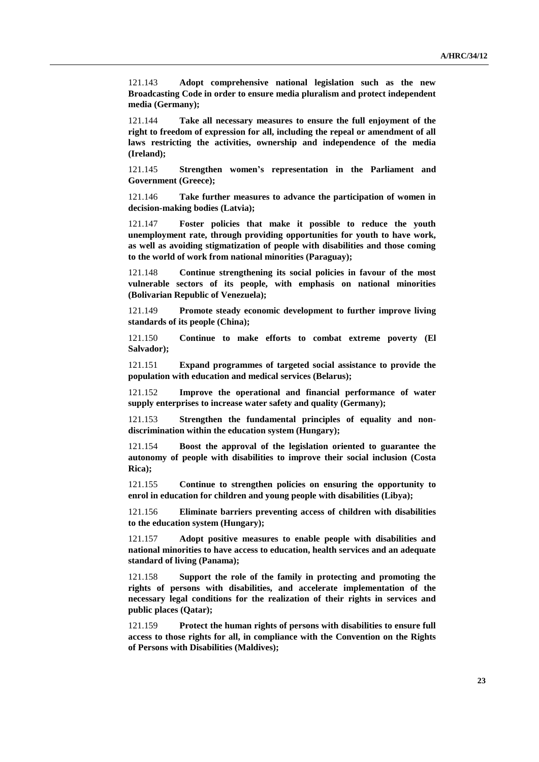121.143 **Adopt comprehensive national legislation such as the new Broadcasting Code in order to ensure media pluralism and protect independent media (Germany);**

121.144 **Take all necessary measures to ensure the full enjoyment of the right to freedom of expression for all, including the repeal or amendment of all laws restricting the activities, ownership and independence of the media (Ireland);**

121.145 **Strengthen women's representation in the Parliament and Government (Greece);**

121.146 **Take further measures to advance the participation of women in decision-making bodies (Latvia);**

121.147 **Foster policies that make it possible to reduce the youth unemployment rate, through providing opportunities for youth to have work, as well as avoiding stigmatization of people with disabilities and those coming to the world of work from national minorities (Paraguay);**

121.148 **Continue strengthening its social policies in favour of the most vulnerable sectors of its people, with emphasis on national minorities (Bolivarian Republic of Venezuela);**

121.149 **Promote steady economic development to further improve living standards of its people (China);**

121.150 **Continue to make efforts to combat extreme poverty (El Salvador);**

121.151 **Expand programmes of targeted social assistance to provide the population with education and medical services (Belarus);**

121.152 **Improve the operational and financial performance of water supply enterprises to increase water safety and quality (Germany);**

121.153 **Strengthen the fundamental principles of equality and non-discrimination within the education system (Hungary);**

121.154 **Boost the approval of the legislation oriented to guarantee the autonomy of people with disabilities to improve their social inclusion (Costa Rica);**

121.155 **Continue to strengthen policies on ensuring the opportunity to enrol in education for children and young people with disabilities (Libya);**

121.156 **Eliminate barriers preventing access of children with disabilities to the education system (Hungary);**

121.157 **Adopt positive measures to enable people with disabilities and national minorities to have access to education, health services and an adequate standard of living (Panama);**

121.158 **Support the role of the family in protecting and promoting the rights of persons with disabilities, and accelerate implementation of the necessary legal conditions for the realization of their rights in services and public places (Qatar);**

121.159 **Protect the human rights of persons with disabilities to ensure full access to those rights for all, in compliance with the Convention on the Rights of Persons with Disabilities (Maldives);**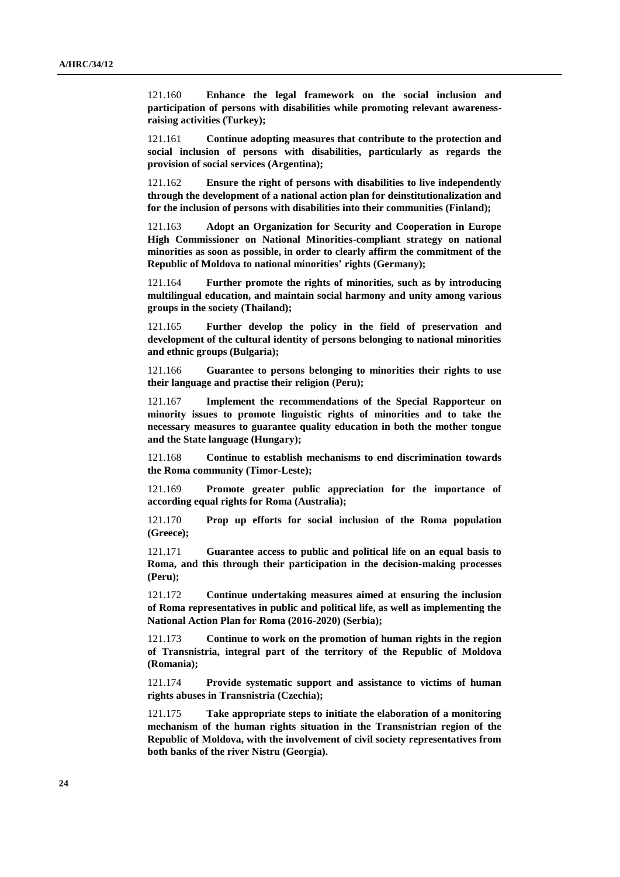121.160 **Enhance the legal framework on the social inclusion and participation of persons with disabilities while promoting relevant awareness-raising activities (Turkey);**

121.161 **Continue adopting measures that contribute to the protection and social inclusion of persons with disabilities, particularly as regards the provision of social services (Argentina);**

121.162 **Ensure the right of persons with disabilities to live independently through the development of a national action plan for deinstitutionalization and for the inclusion of persons with disabilities into their communities (Finland);**

121.163 **Adopt an Organization for Security and Cooperation in Europe High Commissioner on National Minorities-compliant strategy on national minorities as soon as possible, in order to clearly affirm the commitment of the Republic of Moldova to national minorities' rights (Germany);**

121.164 **Further promote the rights of minorities, such as by introducing multilingual education, and maintain social harmony and unity among various groups in the society (Thailand);**

121.165 **Further develop the policy in the field of preservation and development of the cultural identity of persons belonging to national minorities and ethnic groups (Bulgaria);**

121.166 **Guarantee to persons belonging to minorities their rights to use their language and practise their religion (Peru);**

121.167 **Implement the recommendations of the Special Rapporteur on minority issues to promote linguistic rights of minorities and to take the necessary measures to guarantee quality education in both the mother tongue and the State language (Hungary);**

121.168 **Continue to establish mechanisms to end discrimination towards the Roma community (Timor-Leste);**

121.169 **Promote greater public appreciation for the importance of according equal rights for Roma (Australia);**

121.170 **Prop up efforts for social inclusion of the Roma population (Greece);**

121.171 **Guarantee access to public and political life on an equal basis to Roma, and this through their participation in the decision-making processes (Peru);**

121.172 **Continue undertaking measures aimed at ensuring the inclusion of Roma representatives in public and political life, as well as implementing the National Action Plan for Roma (2016-2020) (Serbia);**

121.173 **Continue to work on the promotion of human rights in the region of Transnistria, integral part of the territory of the Republic of Moldova (Romania);**

121.174 **Provide systematic support and assistance to victims of human rights abuses in Transnistria (Czechia);**

121.175 **Take appropriate steps to initiate the elaboration of a monitoring mechanism of the human rights situation in the Transnistrian region of the Republic of Moldova, with the involvement of civil society representatives from both banks of the river Nistru (Georgia).**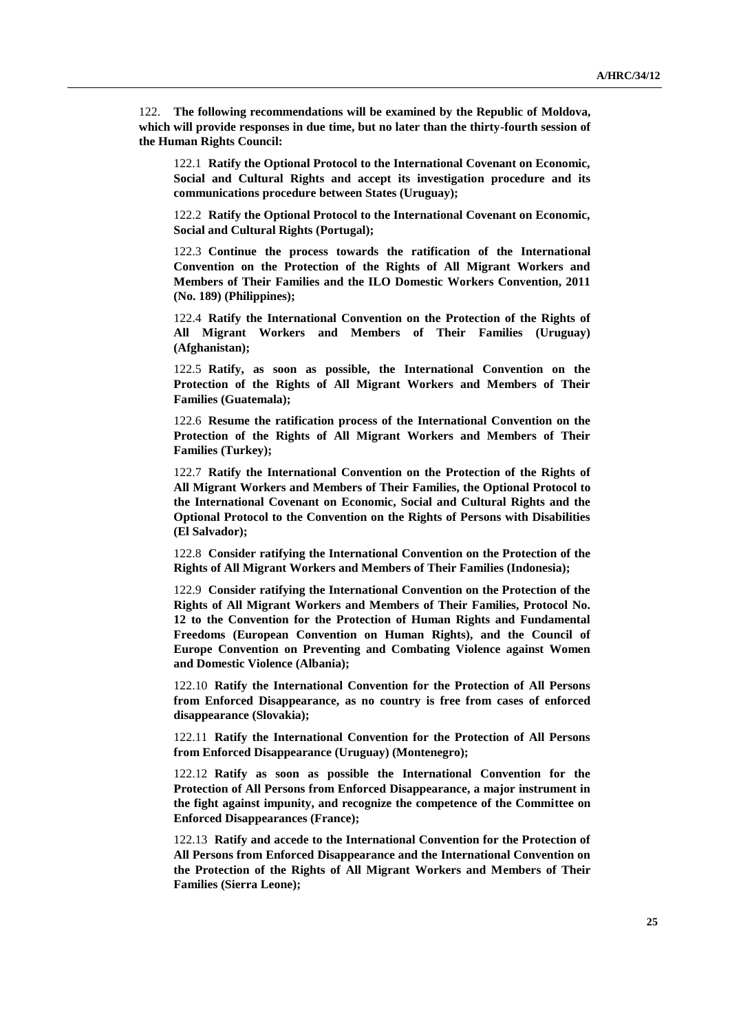122. **The following recommendations will be examined by the Republic of Moldova, which will provide responses in due time, but no later than the thirty-fourth session of the Human Rights Council:**

122.1 **Ratify the Optional Protocol to the International Covenant on Economic, Social and Cultural Rights and accept its investigation procedure and its communications procedure between States (Uruguay);**

122.2 **Ratify the Optional Protocol to the International Covenant on Economic, Social and Cultural Rights (Portugal);**

122.3 **Continue the process towards the ratification of the International Convention on the Protection of the Rights of All Migrant Workers and Members of Their Families and the ILO Domestic Workers Convention, 2011 (No. 189) (Philippines);**

122.4 **Ratify the International Convention on the Protection of the Rights of All Migrant Workers and Members of Their Families (Uruguay) (Afghanistan);**

122.5 **Ratify, as soon as possible, the International Convention on the Protection of the Rights of All Migrant Workers and Members of Their Families (Guatemala);**

122.6 **Resume the ratification process of the International Convention on the Protection of the Rights of All Migrant Workers and Members of Their Families (Turkey);**

122.7 **Ratify the International Convention on the Protection of the Rights of All Migrant Workers and Members of Their Families, the Optional Protocol to the International Covenant on Economic, Social and Cultural Rights and the Optional Protocol to the Convention on the Rights of Persons with Disabilities (El Salvador);**

122.8 **Consider ratifying the International Convention on the Protection of the Rights of All Migrant Workers and Members of Their Families (Indonesia);**

122.9 **Consider ratifying the International Convention on the Protection of the Rights of All Migrant Workers and Members of Their Families, Protocol No. 12 to the Convention for the Protection of Human Rights and Fundamental Freedoms (European Convention on Human Rights), and the Council of Europe Convention on Preventing and Combating Violence against Women and Domestic Violence (Albania);**

122.10 **Ratify the International Convention for the Protection of All Persons from Enforced Disappearance, as no country is free from cases of enforced disappearance (Slovakia);**

122.11 **Ratify the International Convention for the Protection of All Persons from Enforced Disappearance (Uruguay) (Montenegro);**

122.12 **Ratify as soon as possible the International Convention for the Protection of All Persons from Enforced Disappearance, a major instrument in the fight against impunity, and recognize the competence of the Committee on Enforced Disappearances (France);**

122.13 **Ratify and accede to the International Convention for the Protection of All Persons from Enforced Disappearance and the International Convention on the Protection of the Rights of All Migrant Workers and Members of Their Families (Sierra Leone);**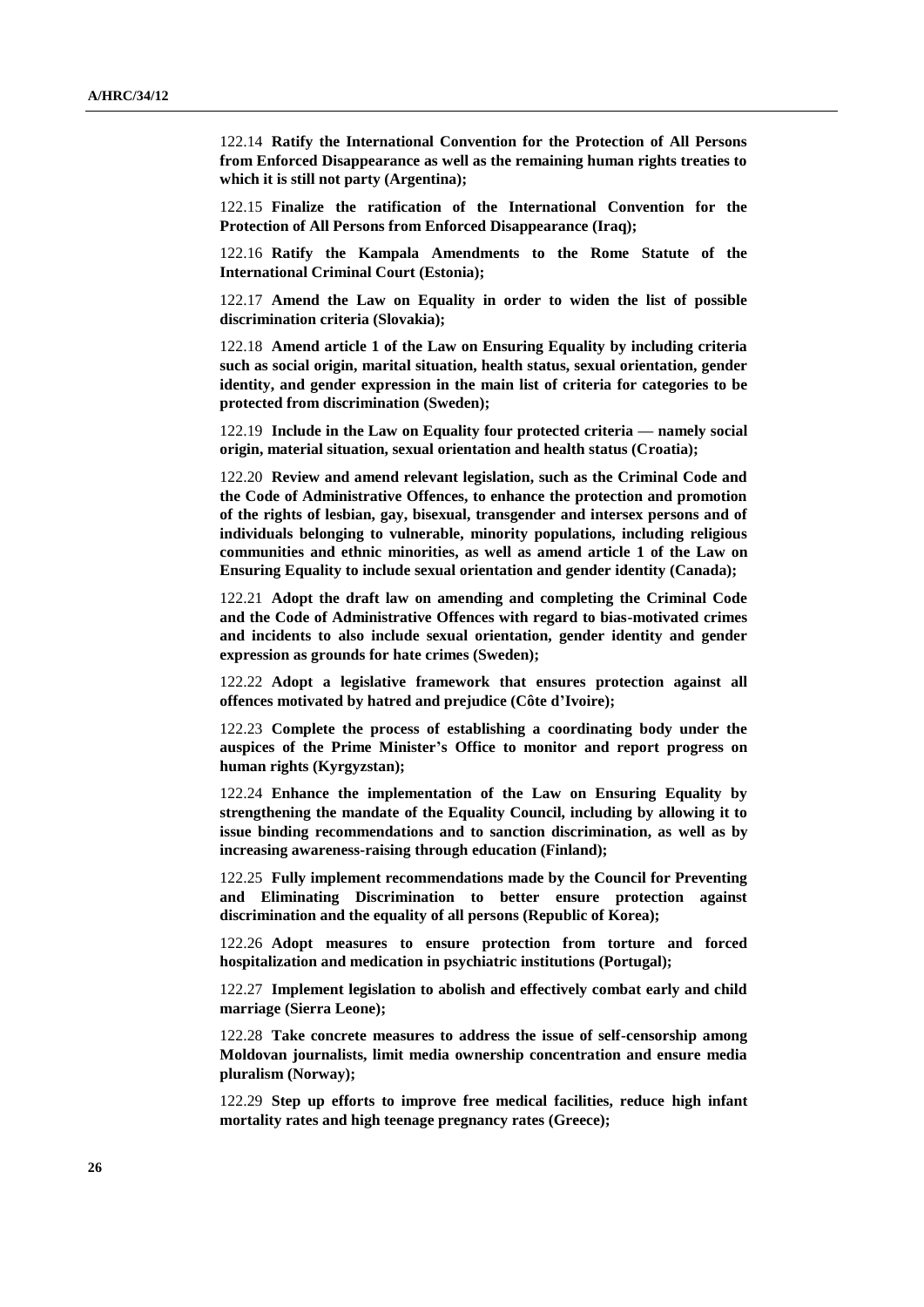122.14 **Ratify the International Convention for the Protection of All Persons from Enforced Disappearance as well as the remaining human rights treaties to which it is still not party (Argentina);**

122.15 **Finalize the ratification of the International Convention for the Protection of All Persons from Enforced Disappearance (Iraq);**

122.16 **Ratify the Kampala Amendments to the Rome Statute of the International Criminal Court (Estonia);**

122.17 **Amend the Law on Equality in order to widen the list of possible discrimination criteria (Slovakia);**

122.18 **Amend article 1 of the Law on Ensuring Equality by including criteria such as social origin, marital situation, health status, sexual orientation, gender identity, and gender expression in the main list of criteria for categories to be protected from discrimination (Sweden);**

122.19 **Include in the Law on Equality four protected criteria — namely social origin, material situation, sexual orientation and health status (Croatia);**

122.20 **Review and amend relevant legislation, such as the Criminal Code and the Code of Administrative Offences, to enhance the protection and promotion of the rights of lesbian, gay, bisexual, transgender and intersex persons and of individuals belonging to vulnerable, minority populations, including religious communities and ethnic minorities, as well as amend article 1 of the Law on Ensuring Equality to include sexual orientation and gender identity (Canada);**

122.21 **Adopt the draft law on amending and completing the Criminal Code and the Code of Administrative Offences with regard to bias-motivated crimes and incidents to also include sexual orientation, gender identity and gender expression as grounds for hate crimes (Sweden);**

122.22 **Adopt a legislative framework that ensures protection against all offences motivated by hatred and prejudice (Côte d'Ivoire);**

122.23 **Complete the process of establishing a coordinating body under the auspices of the Prime Minister's Office to monitor and report progress on human rights (Kyrgyzstan);**

122.24 **Enhance the implementation of the Law on Ensuring Equality by strengthening the mandate of the Equality Council, including by allowing it to issue binding recommendations and to sanction discrimination, as well as by increasing awareness-raising through education (Finland);**

122.25 **Fully implement recommendations made by the Council for Preventing and Eliminating Discrimination to better ensure protection against discrimination and the equality of all persons (Republic of Korea);**

122.26 **Adopt measures to ensure protection from torture and forced hospitalization and medication in psychiatric institutions (Portugal);**

122.27 **Implement legislation to abolish and effectively combat early and child marriage (Sierra Leone);**

122.28 **Take concrete measures to address the issue of self-censorship among Moldovan journalists, limit media ownership concentration and ensure media pluralism (Norway);**

122.29 **Step up efforts to improve free medical facilities, reduce high infant mortality rates and high teenage pregnancy rates (Greece);**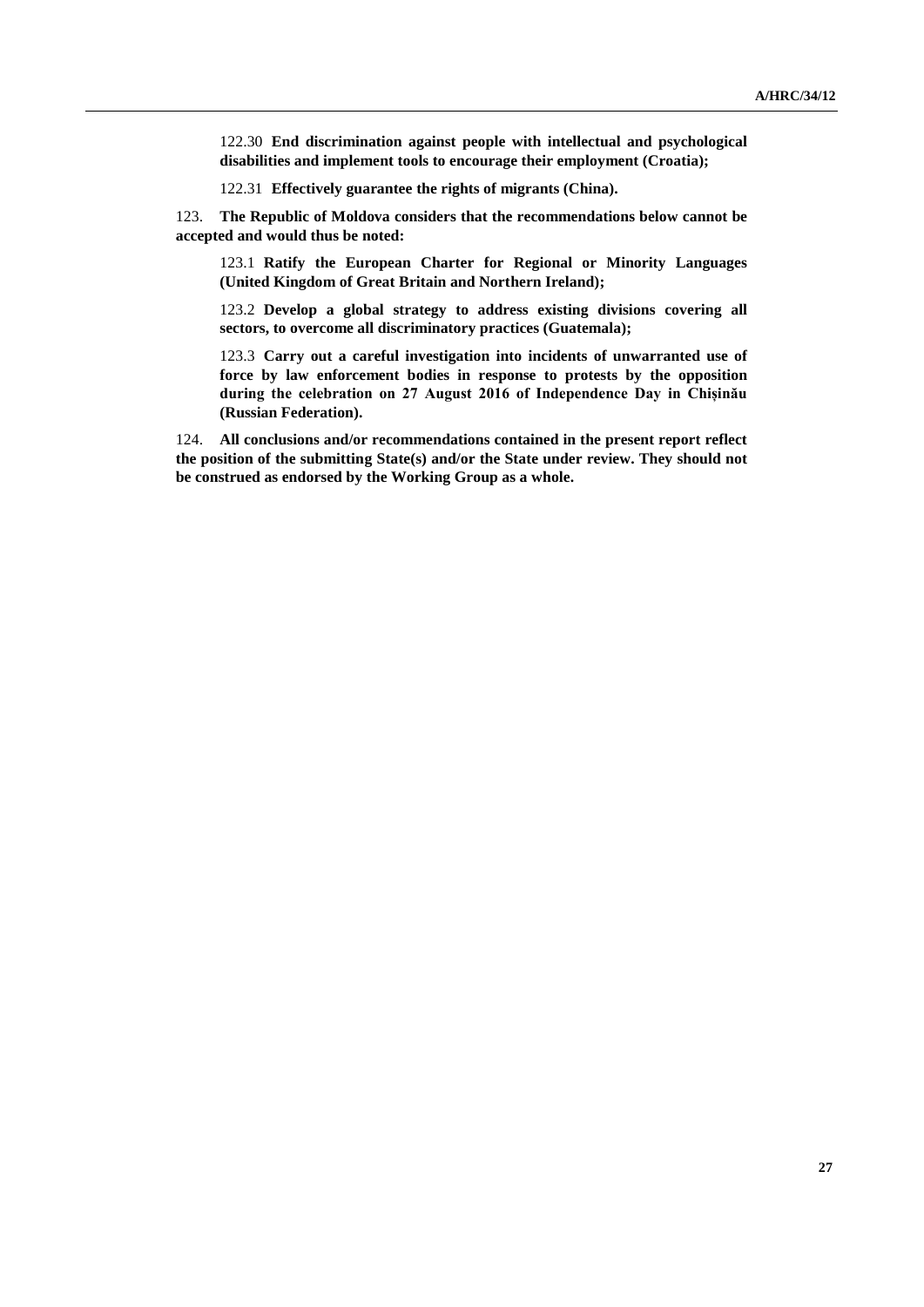122.30 **End discrimination against people with intellectual and psychological disabilities and implement tools to encourage their employment (Croatia);**

122.31 **Effectively guarantee the rights of migrants (China).**

123. **The Republic of Moldova considers that the recommendations below cannot be accepted and would thus be noted:**

123.1 **Ratify the European Charter for Regional or Minority Languages (United Kingdom of Great Britain and Northern Ireland);**

123.2 **Develop a global strategy to address existing divisions covering all sectors, to overcome all discriminatory practices (Guatemala);**

123.3 **Carry out a careful investigation into incidents of unwarranted use of force by law enforcement bodies in response to protests by the opposition during the celebration on 27 August 2016 of Independence Day in Chișinău (Russian Federation).**

124. **All conclusions and/or recommendations contained in the present report reflect the position of the submitting State(s) and/or the State under review. They should not be construed as endorsed by the Working Group as a whole.**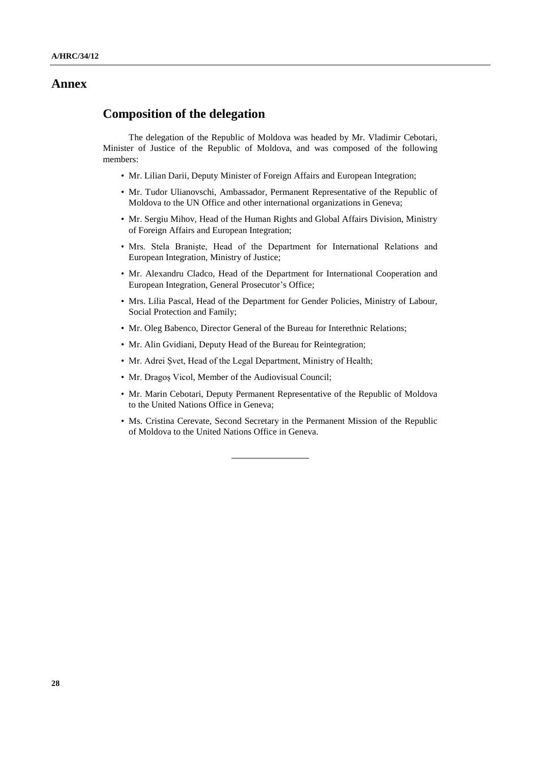# Annex

## Composition of the delegation

The delegation of the Republic of Moldova was headed by Mr. Vladimir Cebotari, Minister of Justice of the Republic of Moldova, and was composed of the following members:

- Mr. Lilian Darii, Deputy Minister of Foreign Affairs and European Integration;
- Mr. Tudor Ulianovschi, Ambassador, Permanent Representative of the Republic of Moldova to the UN Office and other international organizations in Geneva;
- Mr. Sergiu Mihov, Head of the Human Rights and Global Affairs Division, Ministry of Foreign Affairs and European Integration;
- Mrs. Stela Braniște, Head of the Department for International Relations and European Integration, Ministry of Justice;
- Mr. Alexandru Cladco, Head of the Department for International Cooperation and European Integration, General Prosecutor's Office;
- Mrs. Lilia Pascal, Head of the Department for Gender Policies, Ministry of Labour, Social Protection and Family;
- Mr. Oleg Babenco, Director General of the Bureau for Interethnic Relations;
- Mr. Alin Gvidiani, Deputy Head of the Bureau for Reintegration;
- Mr. Adrei Șvet, Head of the Legal Department, Ministry of Health;
- Mr. Dragoș Vicol, Member of the Audiovisual Council;
- Mr. Marin Cebotari, Deputy Permanent Representative of the Republic of Moldova to the United Nations Office in Geneva;
- Ms. Cristina Cerevate, Second Secretary in the Permanent Mission of the Republic of Moldova to the United Nations Office in Geneva.